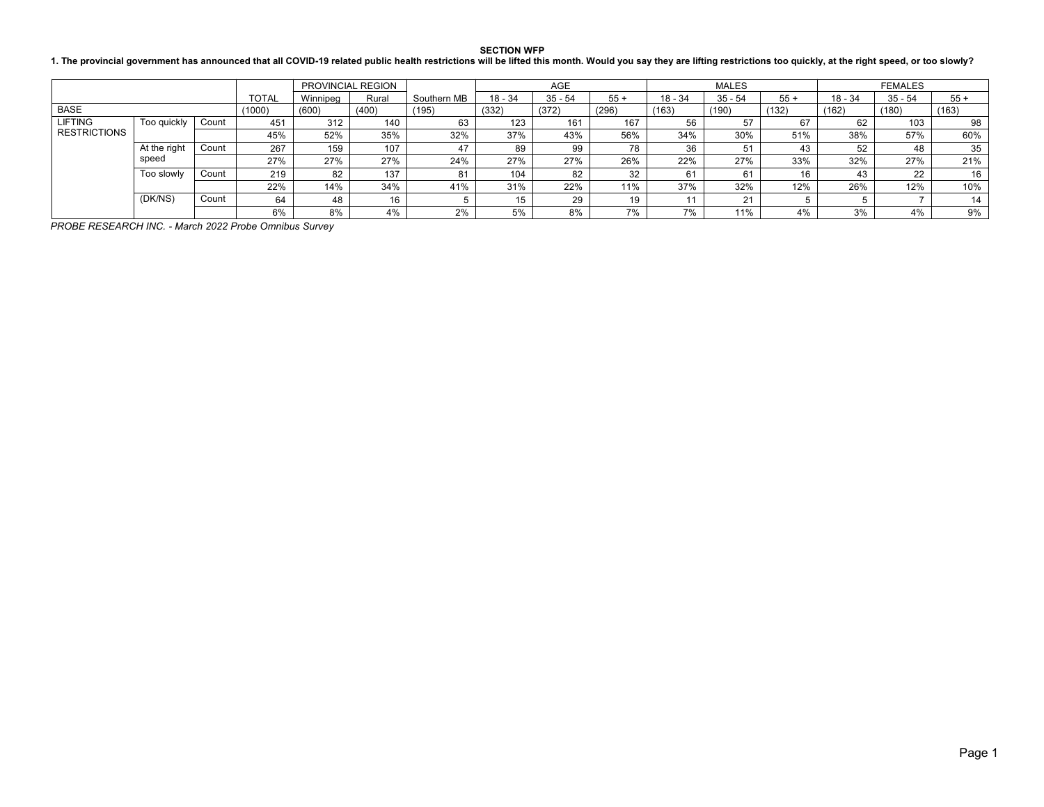**SECTION WFP**

**1. The provincial government has announced that all COVID-19 related public health restrictions will be lifted this month. Would you say they are lifting restrictions too quickly, at the right speed, or too slowly?**

| | | | | PROVINCIAL REGION | | | AGE | | | MALES | | | FEMALES | | |
|---|---|---|---|---|---|---|---|---|---|---|---|---|---|---|---|
| | | | TOTAL | Winnipeg | Rural | Southern MB | 18 - 34 | 35 - 54 | 55 + | 18 - 34 | 35 - 54 | 55 + | 18 - 34 | 35 - 54 | 55 + |
| BASE | | | (1000) | (600) | (400) | (195) | (332) | (372) | (296) | (163) | (190) | (132) | (162) | (180) | (163) |
| LIFTING RESTRICTIONS | Too quickly | Count | 451 | 312 | 140 | 63 | 123 | 161 | 167 | 56 | 57 | 67 | 62 | 103 | 98 |
| | | | 45% | 52% | 35% | 32% | 37% | 43% | 56% | 34% | 30% | 51% | 38% | 57% | 60% |
| | At the right speed | Count | 267 | 159 | 107 | 47 | 89 | 99 | 78 | 36 | 51 | 43 | 52 | 48 | 35 |
| | | | 27% | 27% | 27% | 24% | 27% | 27% | 26% | 22% | 27% | 33% | 32% | 27% | 21% |
| | Too slowly | Count | 219 | 82 | 137 | 81 | 104 | 82 | 32 | 61 | 61 | 16 | 43 | 22 | 16 |
| | | | 22% | 14% | 34% | 41% | 31% | 22% | 11% | 37% | 32% | 12% | 26% | 12% | 10% |
| | (DK/NS) | Count | 64 | 48 | 16 | 5 | 15 | 29 | 19 | 11 | 21 | 5 | 5 | 7 | 14 |
| | | | 6% | 8% | 4% | 2% | 5% | 8% | 7% | 7% | 11% | 4% | 3% | 4% | 9% |

*PROBE RESEARCH INC. - March 2022 Probe Omnibus Survey*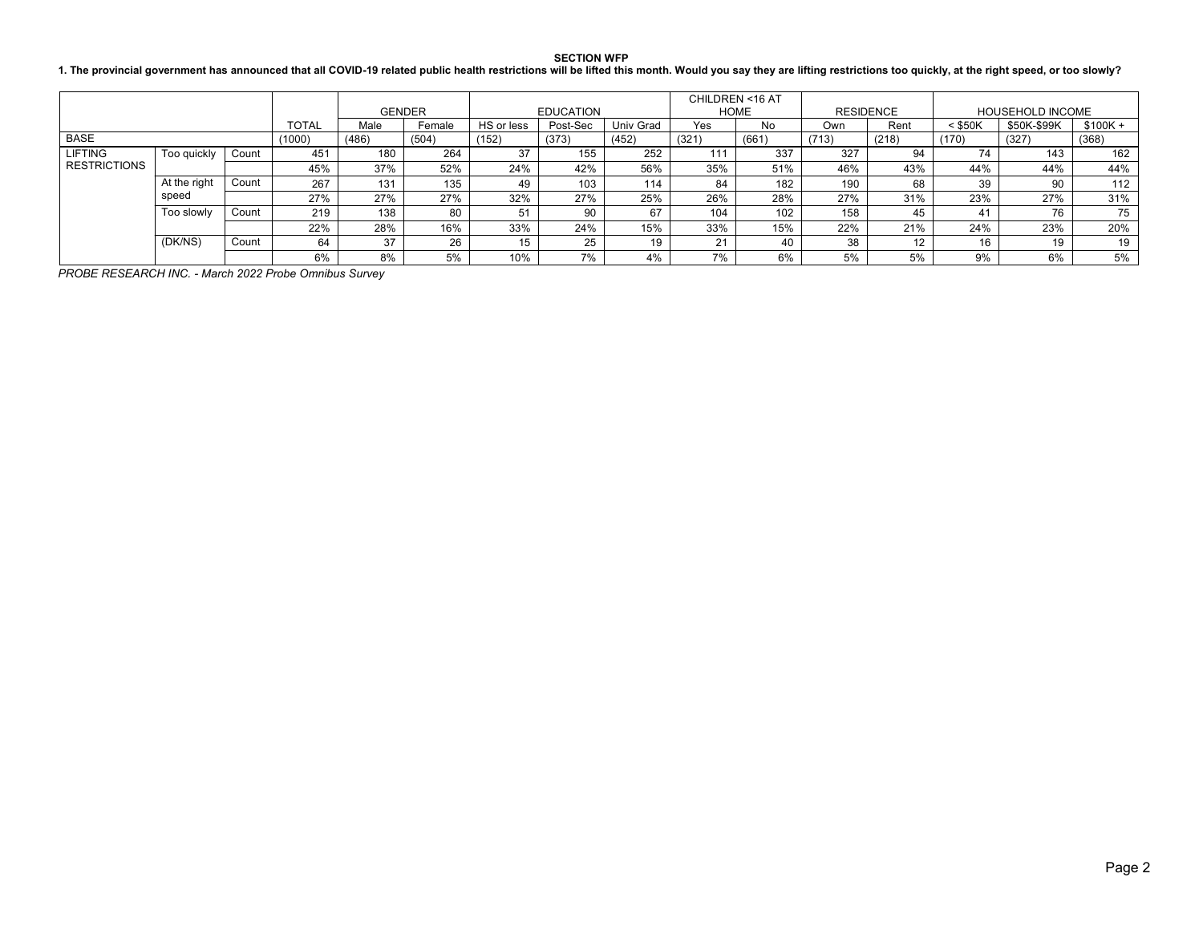**SECTION WFP**

**1. The provincial government has announced that all COVID-19 related public health restrictions will be lifted this month. Would you say they are lifting restrictions too quickly, at the right speed, or too slowly?**

| | | | TOTAL | GENDER | | EDUCATION | | | CHILDREN <16 AT HOME | | RESIDENCE | | HOUSEHOLD INCOME | | |
|---|---|---|---|---|---|---|---|---|---|---|---|---|---|---|---|
| | | | | Male | Female | HS or less | Post-Sec | Univ Grad | Yes | No | Own | Rent | < $50K | $50K-$99K | $100K + |
| BASE | | | (1000) | (486) | (504) | (152) | (373) | (452) | (321) | (661) | (713) | (218) | (170) | (327) | (368) |
| LIFTING RESTRICTIONS | Too quickly | Count | 451 | 180 | 264 | 37 | 155 | 252 | 111 | 337 | 327 | 94 | 74 | 143 | 162 |
| | | | 45% | 37% | 52% | 24% | 42% | 56% | 35% | 51% | 46% | 43% | 44% | 44% | 44% |
| | At the right speed | Count | 267 | 131 | 135 | 49 | 103 | 114 | 84 | 182 | 190 | 68 | 39 | 90 | 112 |
| | | | 27% | 27% | 27% | 32% | 27% | 25% | 26% | 28% | 27% | 31% | 23% | 27% | 31% |
| | Too slowly | Count | 219 | 138 | 80 | 51 | 90 | 67 | 104 | 102 | 158 | 45 | 41 | 76 | 75 |
| | | | 22% | 28% | 16% | 33% | 24% | 15% | 33% | 15% | 22% | 21% | 24% | 23% | 20% |
| | (DK/NS) | Count | 64 | 37 | 26 | 15 | 25 | 19 | 21 | 40 | 38 | 12 | 16 | 19 | 19 |
| | | | 6% | 8% | 5% | 10% | 7% | 4% | 7% | 6% | 5% | 5% | 9% | 6% | 5% |

*PROBE RESEARCH INC. - March 2022 Probe Omnibus Survey*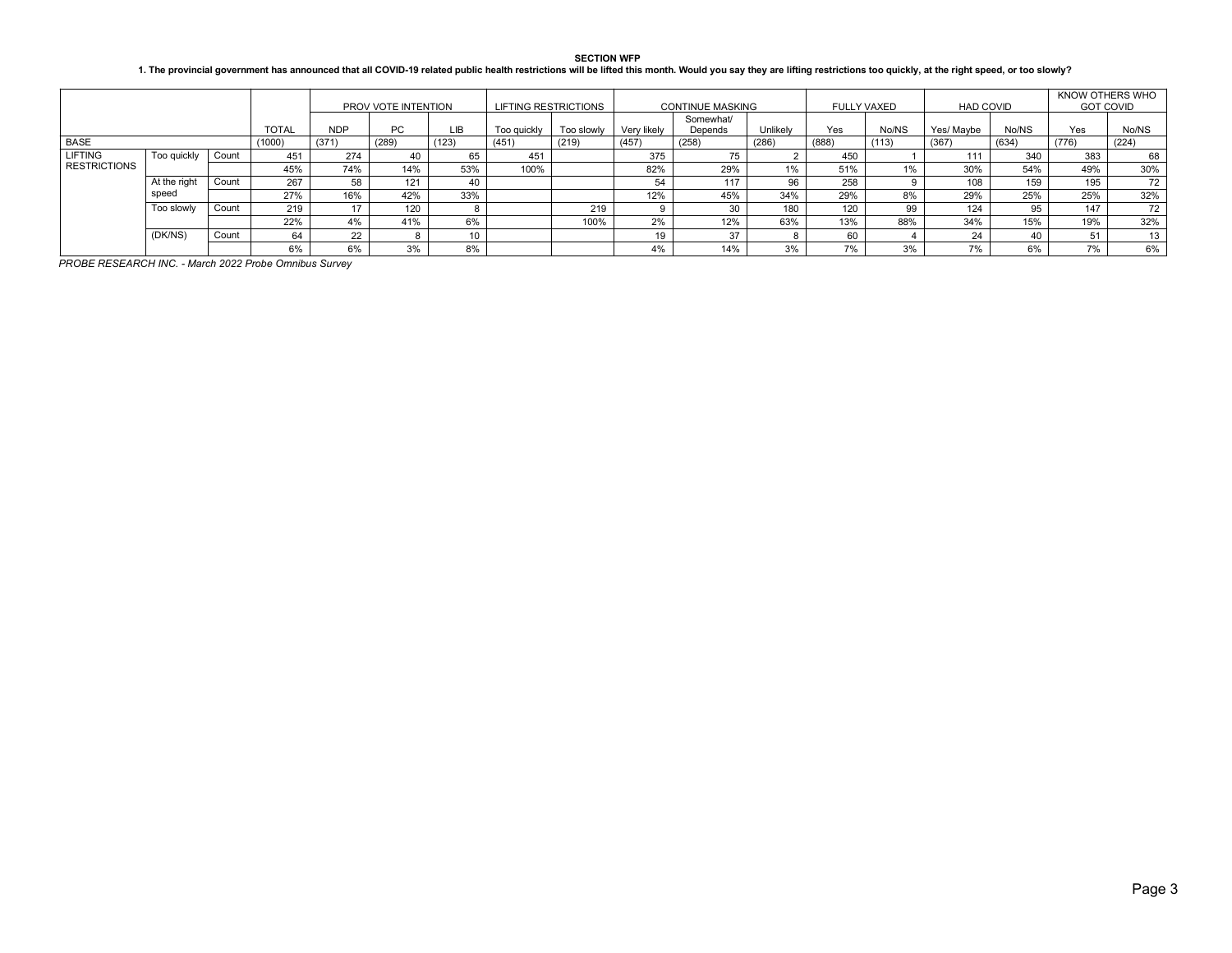**SECTION WFP**

**1. The provincial government has announced that all COVID-19 related public health restrictions will be lifted this month. Would you say they are lifting restrictions too quickly, at the right speed, or too slowly?**

| | | | | PROV VOTE INTENTION | | | LIFTING RESTRICTIONS | | CONTINUE MASKING | | | FULLY VAXED | | HAD COVID | | KNOW OTHERS WHO GOT COVID | |
|---|---|---|---|---|---|---|---|---|---|---|---|---|---|---|---|---|---|
| | | | TOTAL | NDP | PC | LIB | Too quickly | Too slowly | Very likely | Somewhat/ Depends | Unlikely | Yes | No/NS | Yes/ Maybe | No/NS | Yes | No/NS |
| BASE | | | (1000) | (371) | (289) | (123) | (451) | (219) | (457) | (258) | (286) | (888) | (113) | (367) | (634) | (776) | (224) |
| LIFTING RESTRICTIONS | Too quickly | Count | 451 | 274 | 40 | 65 | 451 | | 375 | 75 | 2 | 450 | 1 | 111 | 340 | 383 | 68 |
| | | | 45% | 74% | 14% | 53% | 100% | | 82% | 29% | 1% | 51% | 1% | 30% | 54% | 49% | 30% |
| | At the right speed | Count | 267 | 58 | 121 | 40 | | | 54 | 117 | 96 | 258 | 9 | 108 | 159 | 195 | 72 |
| | | | 27% | 16% | 42% | 33% | | | 12% | 45% | 34% | 29% | 8% | 29% | 25% | 25% | 32% |
| | Too slowly | Count | 219 | 17 | 120 | 8 | | 219 | 9 | 30 | 180 | 120 | 99 | 124 | 95 | 147 | 72 |
| | | | 22% | 4% | 41% | 6% | | 100% | 2% | 12% | 63% | 13% | 88% | 34% | 15% | 19% | 32% |
| | (DK/NS) | Count | 64 | 22 | 8 | 10 | | | 19 | 37 | 8 | 60 | 4 | 24 | 40 | 51 | 13 |
| | | | 6% | 6% | 3% | 8% | | | 4% | 14% | 3% | 7% | 3% | 7% | 6% | 7% | 6% |

*PROBE RESEARCH INC. - March 2022 Probe Omnibus Survey*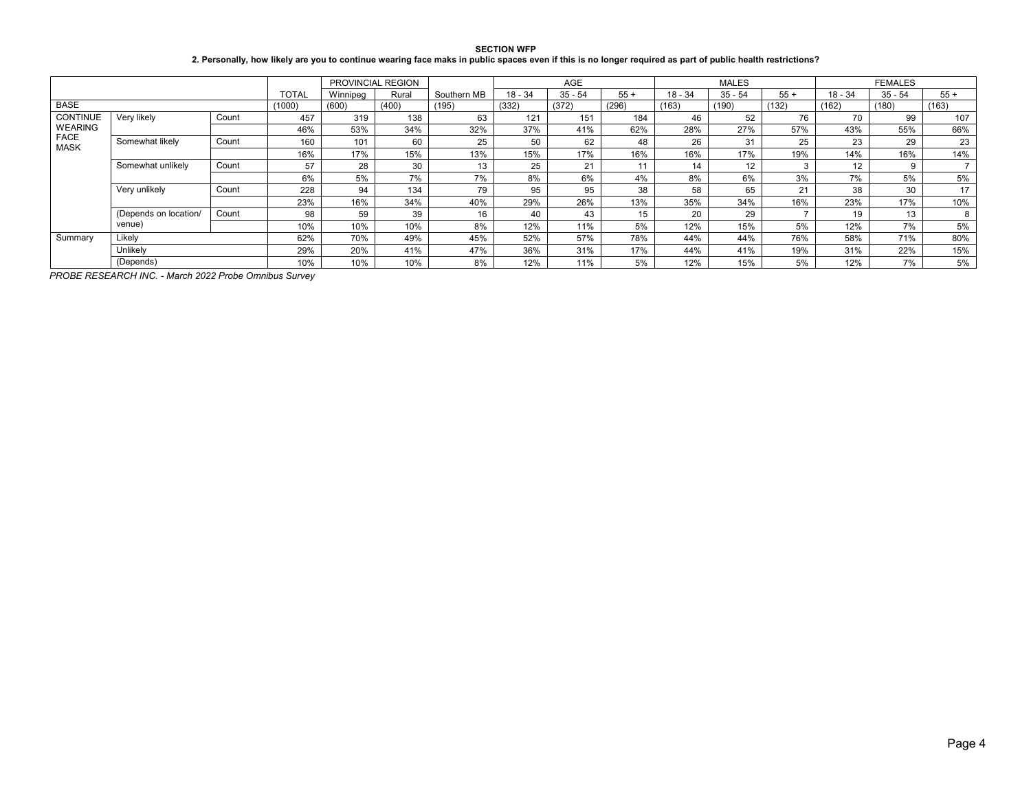**SECTION WFP**

**2. Personally, how likely are you to continue wearing face maks in public spaces even if this is no longer required as part of public health restrictions?**

| | | | | PROVINCIAL REGION | | | AGE | | | MALES | | | FEMALES | | |
|---|---|---|---|---|---|---|---|---|---|---|---|---|---|---|---|
| | | | TOTAL | Winnipeg | Rural | Southern MB | 18 - 34 | 35 - 54 | 55 + | 18 - 34 | 35 - 54 | 55 + | 18 - 34 | 35 - 54 | 55 + |
| BASE | | | (1000) | (600) | (400) | (195) | (332) | (372) | (296) | (163) | (190) | (132) | (162) | (180) | (163) |
| CONTINUE WEARING FACE MASK | Very likely | Count | 457 | 319 | 138 | 63 | 121 | 151 | 184 | 46 | 52 | 76 | 70 | 99 | 107 |
| | | | 46% | 53% | 34% | 32% | 37% | 41% | 62% | 28% | 27% | 57% | 43% | 55% | 66% |
| | Somewhat likely | Count | 160 | 101 | 60 | 25 | 50 | 62 | 48 | 26 | 31 | 25 | 23 | 29 | 23 |
| | | | 16% | 17% | 15% | 13% | 15% | 17% | 16% | 16% | 17% | 19% | 14% | 16% | 14% |
| | Somewhat unlikely | Count | 57 | 28 | 30 | 13 | 25 | 21 | 11 | 14 | 12 | 3 | 12 | 9 | 7 |
| | | | 6% | 5% | 7% | 7% | 8% | 6% | 4% | 8% | 6% | 3% | 7% | 5% | 5% |
| | Very unlikely | Count | 228 | 94 | 134 | 79 | 95 | 95 | 38 | 58 | 65 | 21 | 38 | 30 | 17 |
| | | | 23% | 16% | 34% | 40% | 29% | 26% | 13% | 35% | 34% | 16% | 23% | 17% | 10% |
| | (Depends on location/ venue) | Count | 98 | 59 | 39 | 16 | 40 | 43 | 15 | 20 | 29 | 7 | 19 | 13 | 8 |
| | | | 10% | 10% | 10% | 8% | 12% | 11% | 5% | 12% | 15% | 5% | 12% | 7% | 5% |
| Summary | Likely | | 62% | 70% | 49% | 45% | 52% | 57% | 78% | 44% | 44% | 76% | 58% | 71% | 80% |
| | Unlikely | | 29% | 20% | 41% | 47% | 36% | 31% | 17% | 44% | 41% | 19% | 31% | 22% | 15% |
| | (Depends) | | 10% | 10% | 10% | 8% | 12% | 11% | 5% | 12% | 15% | 5% | 12% | 7% | 5% |

*PROBE RESEARCH INC. - March 2022 Probe Omnibus Survey*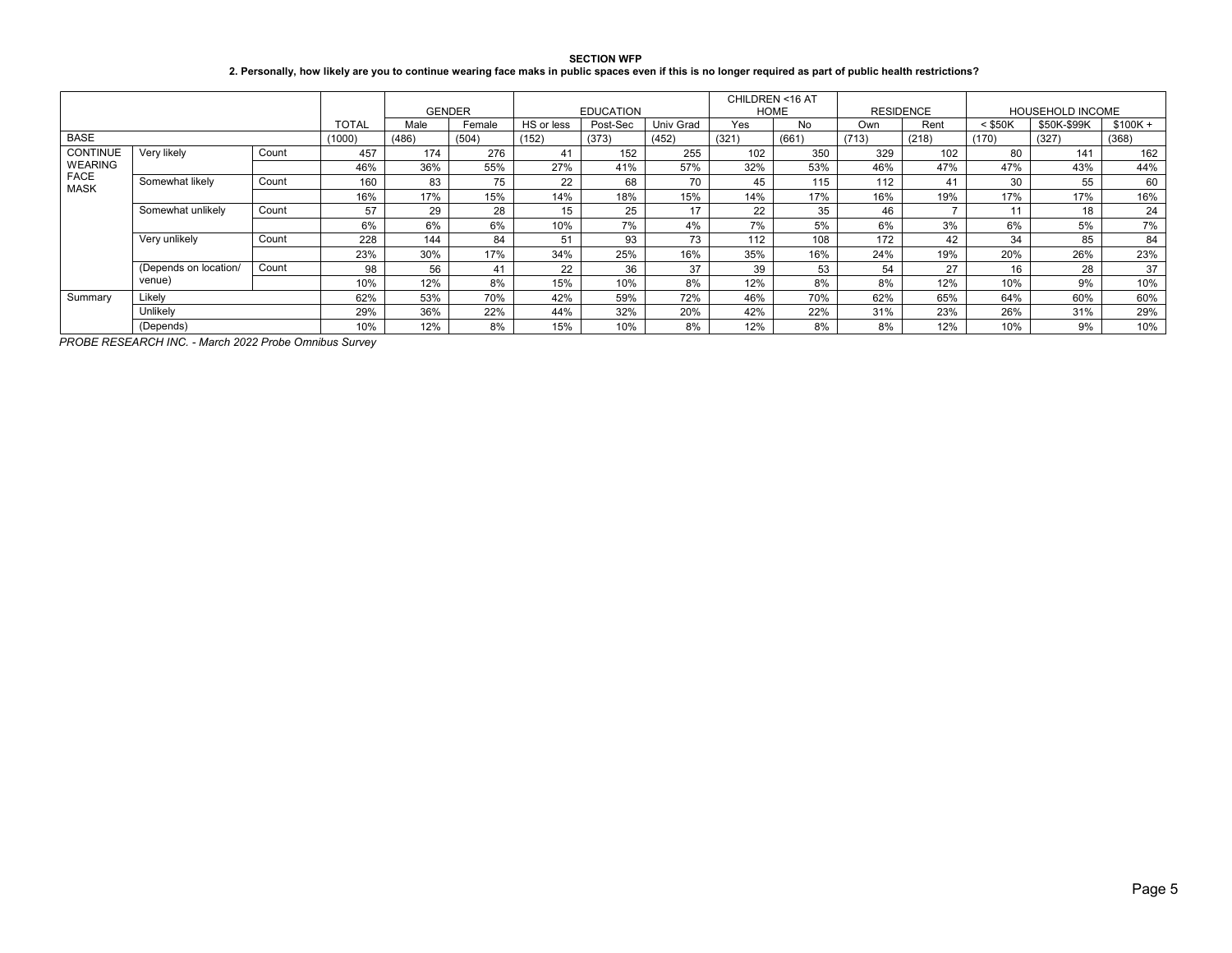**SECTION WFP**

**2. Personally, how likely are you to continue wearing face maks in public spaces even if this is no longer required as part of public health restrictions?**

| | | | | GENDER | | EDUCATION | | | CHILDREN <16 AT HOME | | RESIDENCE | | HOUSEHOLD INCOME | | |
|---|---|---|---|---|---|---|---|---|---|---|---|---|---|---|---|
| | | | TOTAL | Male | Female | HS or less | Post-Sec | Univ Grad | Yes | No | Own | Rent | < $50K | $50K-$99K | $100K + |
| BASE | | | (1000) | (486) | (504) | (152) | (373) | (452) | (321) | (661) | (713) | (218) | (170) | (327) | (368) |
| CONTINUE WEARING FACE MASK | Very likely | Count | 457 | 174 | 276 | 41 | 152 | 255 | 102 | 350 | 329 | 102 | 80 | 141 | 162 |
| | | | 46% | 36% | 55% | 27% | 41% | 57% | 32% | 53% | 46% | 47% | 47% | 43% | 44% |
| | Somewhat likely | Count | 160 | 83 | 75 | 22 | 68 | 70 | 45 | 115 | 112 | 41 | 30 | 55 | 60 |
| | | | 16% | 17% | 15% | 14% | 18% | 15% | 14% | 17% | 16% | 19% | 17% | 17% | 16% |
| | Somewhat unlikely | Count | 57 | 29 | 28 | 15 | 25 | 17 | 22 | 35 | 46 | 7 | 11 | 18 | 24 |
| | | | 6% | 6% | 6% | 10% | 7% | 4% | 7% | 5% | 6% | 3% | 6% | 5% | 7% |
| | Very unlikely | Count | 228 | 144 | 84 | 51 | 93 | 73 | 112 | 108 | 172 | 42 | 34 | 85 | 84 |
| | | | 23% | 30% | 17% | 34% | 25% | 16% | 35% | 16% | 24% | 19% | 20% | 26% | 23% |
| | (Depends on location/ venue) | Count | 98 | 56 | 41 | 22 | 36 | 37 | 39 | 53 | 54 | 27 | 16 | 28 | 37 |
| | | | 10% | 12% | 8% | 15% | 10% | 8% | 12% | 8% | 8% | 12% | 10% | 9% | 10% |
| Summary | Likely | | 62% | 53% | 70% | 42% | 59% | 72% | 46% | 70% | 62% | 65% | 64% | 60% | 60% |
| | Unlikely | | 29% | 36% | 22% | 44% | 32% | 20% | 42% | 22% | 31% | 23% | 26% | 31% | 29% |
| | (Depends) | | 10% | 12% | 8% | 15% | 10% | 8% | 12% | 8% | 8% | 12% | 10% | 9% | 10% |

*PROBE RESEARCH INC. - March 2022 Probe Omnibus Survey*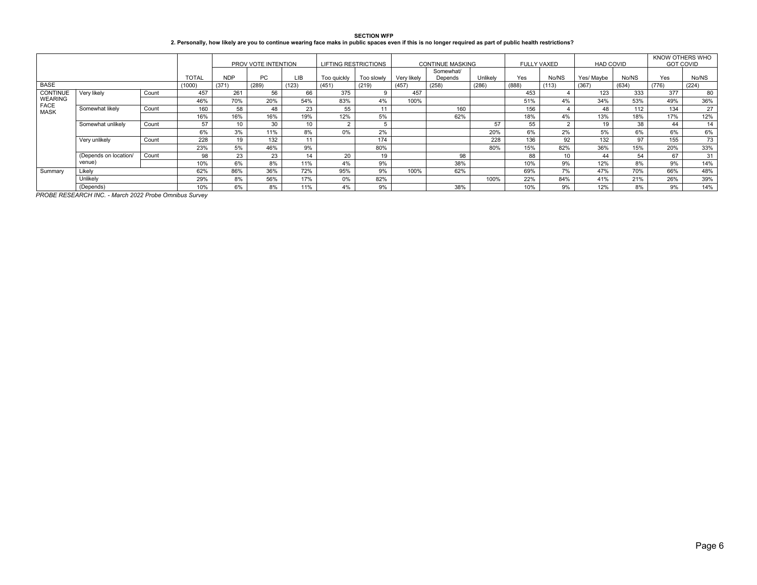**SECTION WFP**

**2. Personally, how likely are you to continue wearing face maks in public spaces even if this is no longer required as part of public health restrictions?**

| | | | | PROV VOTE INTENTION | | | LIFTING RESTRICTIONS | | CONTINUE MASKING | | | FULLY VAXED | | HAD COVID | | KNOW OTHERS WHO GOT COVID | |
|---|---|---|---|---|---|---|---|---|---|---|---|---|---|---|---|---|---|
| | | | TOTAL | NDP | PC | LIB | Too quickly | Too slowly | Very likely | Somewhat/ Depends | Unlikely | Yes | No/NS | Yes/ Maybe | No/NS | Yes | No/NS |
| BASE | | | (1000) | (371) | (289) | (123) | (451) | (219) | (457) | (258) | (286) | (888) | (113) | (367) | (634) | (776) | (224) |
| CONTINUE WEARING FACE MASK | Very likely | Count | 457 | 261 | 56 | 66 | 375 | 9 | 457 | | | 453 | 4 | 123 | 333 | 377 | 80 |
| | | | 46% | 70% | 20% | 54% | 83% | 4% | 100% | | | 51% | 4% | 34% | 53% | 49% | 36% |
| | Somewhat likely | Count | 160 | 58 | 48 | 23 | 55 | 11 | | 160 | | 156 | 4 | 48 | 112 | 134 | 27 |
| | | | 16% | 16% | 16% | 19% | 12% | 5% | | 62% | | 18% | 4% | 13% | 18% | 17% | 12% |
| | Somewhat unlikely | Count | 57 | 10 | 30 | 10 | 2 | 5 | | | 57 | 55 | 2 | 19 | 38 | 44 | 14 |
| | | | 6% | 3% | 11% | 8% | 0% | 2% | | | 20% | 6% | 2% | 5% | 6% | 6% | 6% |
| | Very unlikely | Count | 228 | 19 | 132 | 11 | | 174 | | | 228 | 136 | 92 | 132 | 97 | 155 | 73 |
| | | | 23% | 5% | 46% | 9% | | 80% | | | 80% | 15% | 82% | 36% | 15% | 20% | 33% |
| | (Depends on location/ venue) | Count | 98 | 23 | 23 | 14 | 20 | 19 | | 98 | | 88 | 10 | 44 | 54 | 67 | 31 |
| | | | 10% | 6% | 8% | 11% | 4% | 9% | | 38% | | 10% | 9% | 12% | 8% | 9% | 14% |
| Summary | Likely | | 62% | 86% | 36% | 72% | 95% | 9% | 100% | 62% | | 69% | 7% | 47% | 70% | 66% | 48% |
| | Unlikely | | 29% | 8% | 56% | 17% | 0% | 82% | | | 100% | 22% | 84% | 41% | 21% | 26% | 39% |
| | (Depends) | | 10% | 6% | 8% | 11% | 4% | 9% | | 38% | | 10% | 9% | 12% | 8% | 9% | 14% |

*PROBE RESEARCH INC. - March 2022 Probe Omnibus Survey*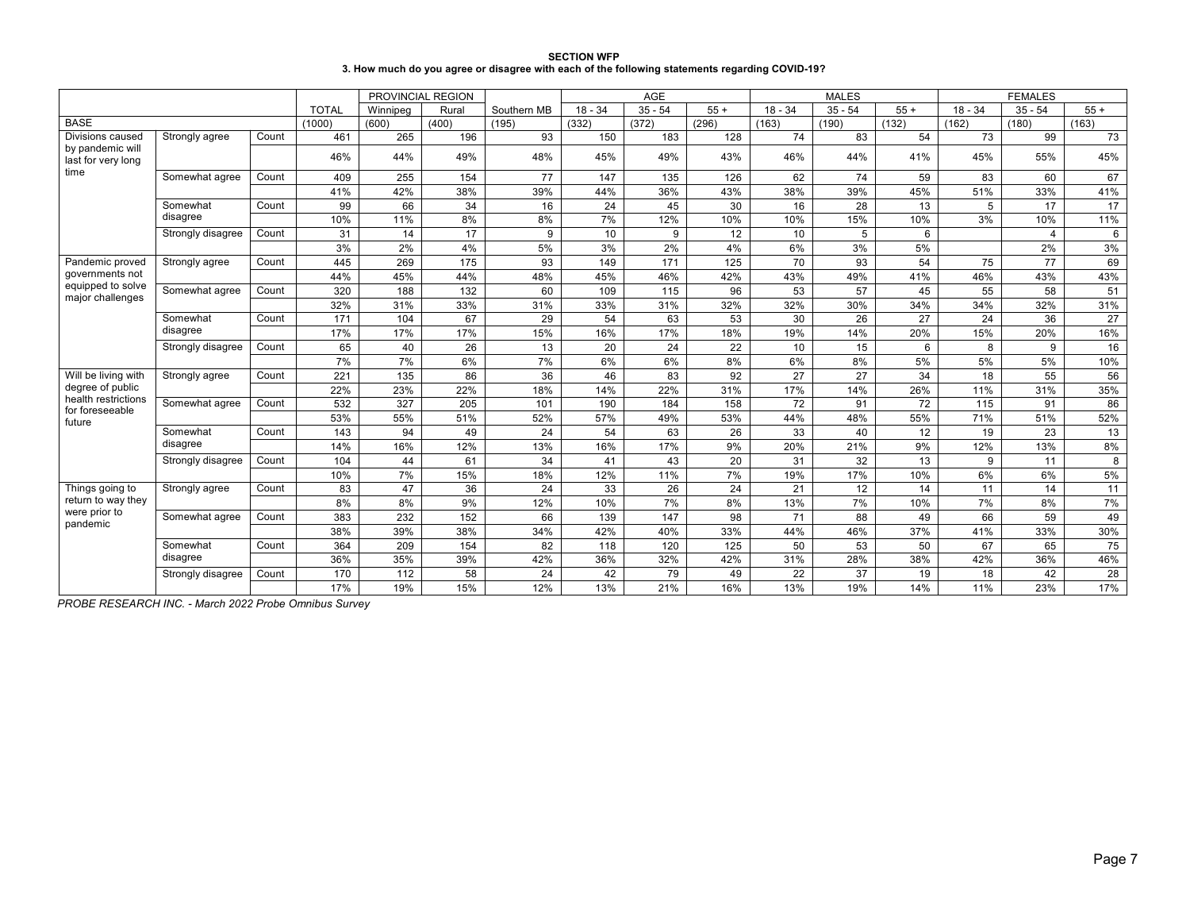**SECTION WFP**

**3. How much do you agree or disagree with each of the following statements regarding COVID-19?**

| | | | | PROVINCIAL REGION | | | AGE | | | MALES | | | FEMALES | | |
|---|---|---|---|---|---|---|---|---|---|---|---|---|---|---|---|
| | | | TOTAL | Winnipeg | Rural | Southern MB | 18 - 34 | 35 - 54 | 55 + | 18 - 34 | 35 - 54 | 55 + | 18 - 34 | 35 - 54 | 55 + |
| BASE | | | (1000) | (600) | (400) | (195) | (332) | (372) | (296) | (163) | (190) | (132) | (162) | (180) | (163) |
| Divisions caused by pandemic will last for very long time | Strongly agree | Count | 461 | 265 | 196 | 93 | 150 | 183 | 128 | 74 | 83 | 54 | 73 | 99 | 73 |
| | | | 46% | 44% | 49% | 48% | 45% | 49% | 43% | 46% | 44% | 41% | 45% | 55% | 45% |
| | Somewhat agree | Count | 409 | 255 | 154 | 77 | 147 | 135 | 126 | 62 | 74 | 59 | 83 | 60 | 67 |
| | | | 41% | 42% | 38% | 39% | 44% | 36% | 43% | 38% | 39% | 45% | 51% | 33% | 41% |
| | Somewhat disagree | Count | 99 | 66 | 34 | 16 | 24 | 45 | 30 | 16 | 28 | 13 | 5 | 17 | 17 |
| | | | 10% | 11% | 8% | 8% | 7% | 12% | 10% | 10% | 15% | 10% | 3% | 10% | 11% |
| | Strongly disagree | Count | 31 | 14 | 17 | 9 | 10 | 9 | 12 | 10 | 5 | 6 | | 4 | 6 |
| | | | 3% | 2% | 4% | 5% | 3% | 2% | 4% | 6% | 3% | 5% | | 2% | 3% |
| Pandemic proved governments not equipped to solve major challenges | Strongly agree | Count | 445 | 269 | 175 | 93 | 149 | 171 | 125 | 70 | 93 | 54 | 75 | 77 | 69 |
| | | | 44% | 45% | 44% | 48% | 45% | 46% | 42% | 43% | 49% | 41% | 46% | 43% | 43% |
| | Somewhat agree | Count | 320 | 188 | 132 | 60 | 109 | 115 | 96 | 53 | 57 | 45 | 55 | 58 | 51 |
| | | | 32% | 31% | 33% | 31% | 33% | 31% | 32% | 32% | 30% | 34% | 34% | 32% | 31% |
| | Somewhat disagree | Count | 171 | 104 | 67 | 29 | 54 | 63 | 53 | 30 | 26 | 27 | 24 | 36 | 27 |
| | | | 17% | 17% | 17% | 15% | 16% | 17% | 18% | 19% | 14% | 20% | 15% | 20% | 16% |
| | Strongly disagree | Count | 65 | 40 | 26 | 13 | 20 | 24 | 22 | 10 | 15 | 6 | 8 | 9 | 16 |
| | | | 7% | 7% | 6% | 7% | 6% | 6% | 8% | 6% | 8% | 5% | 5% | 5% | 10% |
| Will be living with degree of public health restrictions for foreseeable future | Strongly agree | Count | 221 | 135 | 86 | 36 | 46 | 83 | 92 | 27 | 27 | 34 | 18 | 55 | 56 |
| | | | 22% | 23% | 22% | 18% | 14% | 22% | 31% | 17% | 14% | 26% | 11% | 31% | 35% |
| | Somewhat agree | Count | 532 | 327 | 205 | 101 | 190 | 184 | 158 | 72 | 91 | 72 | 115 | 91 | 86 |
| | | | 53% | 55% | 51% | 52% | 57% | 49% | 53% | 44% | 48% | 55% | 71% | 51% | 52% |
| | Somewhat disagree | Count | 143 | 94 | 49 | 24 | 54 | 63 | 26 | 33 | 40 | 12 | 19 | 23 | 13 |
| | | | 14% | 16% | 12% | 13% | 16% | 17% | 9% | 20% | 21% | 9% | 12% | 13% | 8% |
| | Strongly disagree | Count | 104 | 44 | 61 | 34 | 41 | 43 | 20 | 31 | 32 | 13 | 9 | 11 | 8 |
| | | | 10% | 7% | 15% | 18% | 12% | 11% | 7% | 19% | 17% | 10% | 6% | 6% | 5% |
| Things going to return to way they were prior to pandemic | Strongly agree | Count | 83 | 47 | 36 | 24 | 33 | 26 | 24 | 21 | 12 | 14 | 11 | 14 | 11 |
| | | | 8% | 8% | 9% | 12% | 10% | 7% | 8% | 13% | 7% | 10% | 7% | 8% | 7% |
| | Somewhat agree | Count | 383 | 232 | 152 | 66 | 139 | 147 | 98 | 71 | 88 | 49 | 66 | 59 | 49 |
| | | | 38% | 39% | 38% | 34% | 42% | 40% | 33% | 44% | 46% | 37% | 41% | 33% | 30% |
| | Somewhat disagree | Count | 364 | 209 | 154 | 82 | 118 | 120 | 125 | 50 | 53 | 50 | 67 | 65 | 75 |
| | | | 36% | 35% | 39% | 42% | 36% | 32% | 42% | 31% | 28% | 38% | 42% | 36% | 46% |
| | Strongly disagree | Count | 170 | 112 | 58 | 24 | 42 | 79 | 49 | 22 | 37 | 19 | 18 | 42 | 28 |
| | | | 17% | 19% | 15% | 12% | 13% | 21% | 16% | 13% | 19% | 14% | 11% | 23% | 17% |

*PROBE RESEARCH INC. - March 2022 Probe Omnibus Survey*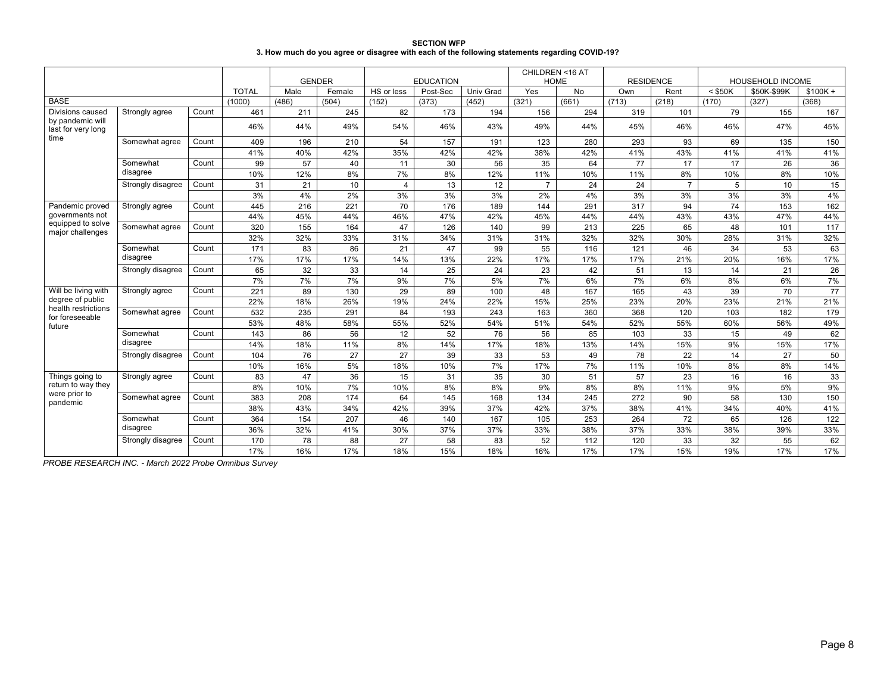**SECTION WFP**

**3. How much do you agree or disagree with each of the following statements regarding COVID-19?**

| | | | | GENDER | | EDUCATION | | | CHILDREN <16 AT HOME | | RESIDENCE | | HOUSEHOLD INCOME | | |
|---|---|---|---|---|---|---|---|---|---|---|---|---|---|---|---|
| | | | TOTAL | Male | Female | HS or less | Post-Sec | Univ Grad | Yes | No | Own | Rent | < $50K | $50K-$99K | $100K + |
| BASE | | | (1000) | (486) | (504) | (152) | (373) | (452) | (321) | (661) | (713) | (218) | (170) | (327) | (368) |
| Divisions caused by pandemic will last for very long time | Strongly agree | Count | 461 | 211 | 245 | 82 | 173 | 194 | 156 | 294 | 319 | 101 | 79 | 155 | 167 |
| | | | 46% | 44% | 49% | 54% | 46% | 43% | 49% | 44% | 45% | 46% | 46% | 47% | 45% |
| | Somewhat agree | Count | 409 | 196 | 210 | 54 | 157 | 191 | 123 | 280 | 293 | 93 | 69 | 135 | 150 |
| | | | 41% | 40% | 42% | 35% | 42% | 42% | 38% | 42% | 41% | 43% | 41% | 41% | 41% |
| | Somewhat disagree | Count | 99 | 57 | 40 | 11 | 30 | 56 | 35 | 64 | 77 | 17 | 17 | 26 | 36 |
| | | | 10% | 12% | 8% | 7% | 8% | 12% | 11% | 10% | 11% | 8% | 10% | 8% | 10% |
| | Strongly disagree | Count | 31 | 21 | 10 | 4 | 13 | 12 | 7 | 24 | 24 | 7 | 5 | 10 | 15 |
| | | | 3% | 4% | 2% | 3% | 3% | 3% | 2% | 4% | 3% | 3% | 3% | 3% | 4% |
| Pandemic proved governments not equipped to solve major challenges | Strongly agree | Count | 445 | 216 | 221 | 70 | 176 | 189 | 144 | 291 | 317 | 94 | 74 | 153 | 162 |
| | | | 44% | 45% | 44% | 46% | 47% | 42% | 45% | 44% | 44% | 43% | 43% | 47% | 44% |
| | Somewhat agree | Count | 320 | 155 | 164 | 47 | 126 | 140 | 99 | 213 | 225 | 65 | 48 | 101 | 117 |
| | | | 32% | 32% | 33% | 31% | 34% | 31% | 31% | 32% | 32% | 30% | 28% | 31% | 32% |
| | Somewhat disagree | Count | 171 | 83 | 86 | 21 | 47 | 99 | 55 | 116 | 121 | 46 | 34 | 53 | 63 |
| | | | 17% | 17% | 17% | 14% | 13% | 22% | 17% | 17% | 17% | 21% | 20% | 16% | 17% |
| | Strongly disagree | Count | 65 | 32 | 33 | 14 | 25 | 24 | 23 | 42 | 51 | 13 | 14 | 21 | 26 |
| | | | 7% | 7% | 7% | 9% | 7% | 5% | 7% | 6% | 7% | 6% | 8% | 6% | 7% |
| Will be living with degree of public health restrictions for foreseeable future | Strongly agree | Count | 221 | 89 | 130 | 29 | 89 | 100 | 48 | 167 | 165 | 43 | 39 | 70 | 77 |
| | | | 22% | 18% | 26% | 19% | 24% | 22% | 15% | 25% | 23% | 20% | 23% | 21% | 21% |
| | Somewhat agree | Count | 532 | 235 | 291 | 84 | 193 | 243 | 163 | 360 | 368 | 120 | 103 | 182 | 179 |
| | | | 53% | 48% | 58% | 55% | 52% | 54% | 51% | 54% | 52% | 55% | 60% | 56% | 49% |
| | Somewhat disagree | Count | 143 | 86 | 56 | 12 | 52 | 76 | 56 | 85 | 103 | 33 | 15 | 49 | 62 |
| | | | 14% | 18% | 11% | 8% | 14% | 17% | 18% | 13% | 14% | 15% | 9% | 15% | 17% |
| | Strongly disagree | Count | 104 | 76 | 27 | 27 | 39 | 33 | 53 | 49 | 78 | 22 | 14 | 27 | 50 |
| | | | 10% | 16% | 5% | 18% | 10% | 7% | 17% | 7% | 11% | 10% | 8% | 8% | 14% |
| Things going to return to way they were prior to pandemic | Strongly agree | Count | 83 | 47 | 36 | 15 | 31 | 35 | 30 | 51 | 57 | 23 | 16 | 16 | 33 |
| | | | 8% | 10% | 7% | 10% | 8% | 8% | 9% | 8% | 8% | 11% | 9% | 5% | 9% |
| | Somewhat agree | Count | 383 | 208 | 174 | 64 | 145 | 168 | 134 | 245 | 272 | 90 | 58 | 130 | 150 |
| | | | 38% | 43% | 34% | 42% | 39% | 37% | 42% | 37% | 38% | 41% | 34% | 40% | 41% |
| | Somewhat disagree | Count | 364 | 154 | 207 | 46 | 140 | 167 | 105 | 253 | 264 | 72 | 65 | 126 | 122 |
| | | | 36% | 32% | 41% | 30% | 37% | 37% | 33% | 38% | 37% | 33% | 38% | 39% | 33% |
| | Strongly disagree | Count | 170 | 78 | 88 | 27 | 58 | 83 | 52 | 112 | 120 | 33 | 32 | 55 | 62 |
| | | | 17% | 16% | 17% | 18% | 15% | 18% | 16% | 17% | 17% | 15% | 19% | 17% | 17% |

*PROBE RESEARCH INC. - March 2022 Probe Omnibus Survey*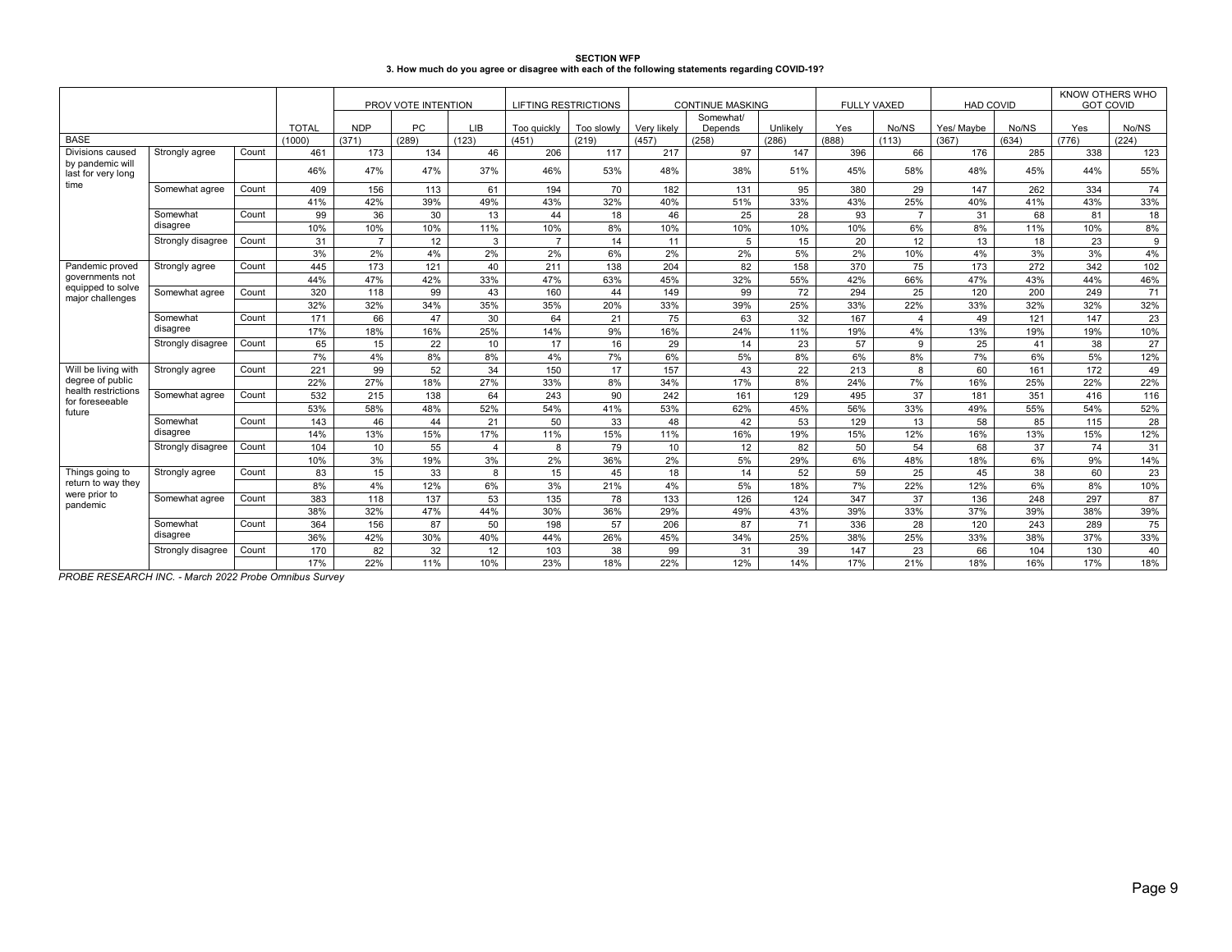**SECTION WFP**
**3. How much do you agree or disagree with each of the following statements regarding COVID-19?**

| | | | | PROV VOTE INTENTION | | | LIFTING RESTRICTIONS | | CONTINUE MASKING | | | FULLY VAXED | | HAD COVID | | KNOW OTHERS WHO GOT COVID | |
|---|---|---|---|---|---|---|---|---|---|---|---|---|---|---|---|---|---|
| | | | TOTAL | NDP | PC | LIB | Too quickly | Too slowly | Very likely | Somewhat/ Depends | Unlikely | Yes | No/NS | Yes/ Maybe | No/NS | Yes | No/NS |
| BASE | | | (1000) | (371) | (289) | (123) | (451) | (219) | (457) | (258) | (286) | (888) | (113) | (367) | (634) | (776) | (224) |
| Divisions caused by pandemic will last for very long time | Strongly agree | Count | 461 | 173 | 134 | 46 | 206 | 117 | 217 | 97 | 147 | 396 | 66 | 176 | 285 | 338 | 123 |
| | | | 46% | 47% | 47% | 37% | 46% | 53% | 48% | 38% | 51% | 45% | 58% | 48% | 45% | 44% | 55% |
| | Somewhat agree | Count | 409 | 156 | 113 | 61 | 194 | 70 | 182 | 131 | 95 | 380 | 29 | 147 | 262 | 334 | 74 |
| | | | 41% | 42% | 39% | 49% | 43% | 32% | 40% | 51% | 33% | 43% | 25% | 40% | 41% | 43% | 33% |
| | Somewhat disagree | Count | 99 | 36 | 30 | 13 | 44 | 18 | 46 | 25 | 28 | 93 | 7 | 31 | 68 | 81 | 18 |
| | | | 10% | 10% | 10% | 11% | 10% | 8% | 10% | 10% | 10% | 10% | 6% | 8% | 11% | 10% | 8% |
| | Strongly disagree | Count | 31 | 7 | 12 | 3 | 7 | 14 | 11 | 5 | 15 | 20 | 12 | 13 | 18 | 23 | 9 |
| | | | 3% | 2% | 4% | 2% | 2% | 6% | 2% | 2% | 5% | 2% | 10% | 4% | 3% | 3% | 4% |
| Pandemic proved governments not equipped to solve major challenges | Strongly agree | Count | 445 | 173 | 121 | 40 | 211 | 138 | 204 | 82 | 158 | 370 | 75 | 173 | 272 | 342 | 102 |
| | | | 44% | 47% | 42% | 33% | 47% | 63% | 45% | 32% | 55% | 42% | 66% | 47% | 43% | 44% | 46% |
| | Somewhat agree | Count | 320 | 118 | 99 | 43 | 160 | 44 | 149 | 99 | 72 | 294 | 25 | 120 | 200 | 249 | 71 |
| | | | 32% | 32% | 34% | 35% | 35% | 20% | 33% | 39% | 25% | 33% | 22% | 33% | 32% | 32% | 32% |
| | Somewhat disagree | Count | 171 | 66 | 47 | 30 | 64 | 21 | 75 | 63 | 32 | 167 | 4 | 49 | 121 | 147 | 23 |
| | | | 17% | 18% | 16% | 25% | 14% | 9% | 16% | 24% | 11% | 19% | 4% | 13% | 19% | 19% | 10% |
| | Strongly disagree | Count | 65 | 15 | 22 | 10 | 17 | 16 | 29 | 14 | 23 | 57 | 9 | 25 | 41 | 38 | 27 |
| | | | 7% | 4% | 8% | 8% | 4% | 7% | 6% | 5% | 8% | 6% | 8% | 7% | 6% | 5% | 12% |
| Will be living with degree of public health restrictions for foreseeable future | Strongly agree | Count | 221 | 99 | 52 | 34 | 150 | 17 | 157 | 43 | 22 | 213 | 8 | 60 | 161 | 172 | 49 |
| | | | 22% | 27% | 18% | 27% | 33% | 8% | 34% | 17% | 8% | 24% | 7% | 16% | 25% | 22% | 22% |
| | Somewhat agree | Count | 532 | 215 | 138 | 64 | 243 | 90 | 242 | 161 | 129 | 495 | 37 | 181 | 351 | 416 | 116 |
| | | | 53% | 58% | 48% | 52% | 54% | 41% | 53% | 62% | 45% | 56% | 33% | 49% | 55% | 54% | 52% |
| | Somewhat disagree | Count | 143 | 46 | 44 | 21 | 50 | 33 | 48 | 42 | 53 | 129 | 13 | 58 | 85 | 115 | 28 |
| | | | 14% | 13% | 15% | 17% | 11% | 15% | 11% | 16% | 19% | 15% | 12% | 16% | 13% | 15% | 12% |
| | Strongly disagree | Count | 104 | 10 | 55 | 4 | 8 | 79 | 10 | 12 | 82 | 50 | 54 | 68 | 37 | 74 | 31 |
| | | | 10% | 3% | 19% | 3% | 2% | 36% | 2% | 5% | 29% | 6% | 48% | 18% | 6% | 9% | 14% |
| Things going to return to way they were prior to pandemic | Strongly agree | Count | 83 | 15 | 33 | 8 | 15 | 45 | 18 | 14 | 52 | 59 | 25 | 45 | 38 | 60 | 23 |
| | | | 8% | 4% | 12% | 6% | 3% | 21% | 4% | 5% | 18% | 7% | 22% | 12% | 6% | 8% | 10% |
| | Somewhat agree | Count | 383 | 118 | 137 | 53 | 135 | 78 | 133 | 126 | 124 | 347 | 37 | 136 | 248 | 297 | 87 |
| | | | 38% | 32% | 47% | 44% | 30% | 36% | 29% | 49% | 43% | 39% | 33% | 37% | 39% | 38% | 39% |
| | Somewhat disagree | Count | 364 | 156 | 87 | 50 | 198 | 57 | 206 | 87 | 71 | 336 | 28 | 120 | 243 | 289 | 75 |
| | | | 36% | 42% | 30% | 40% | 44% | 26% | 45% | 34% | 25% | 38% | 25% | 33% | 38% | 37% | 33% |
| | Strongly disagree | Count | 170 | 82 | 32 | 12 | 103 | 38 | 99 | 31 | 39 | 147 | 23 | 66 | 104 | 130 | 40 |
| | | | 17% | 22% | 11% | 10% | 23% | 18% | 22% | 12% | 14% | 17% | 21% | 18% | 16% | 17% | 18% |

*PROBE RESEARCH INC. - March 2022 Probe Omnibus Survey*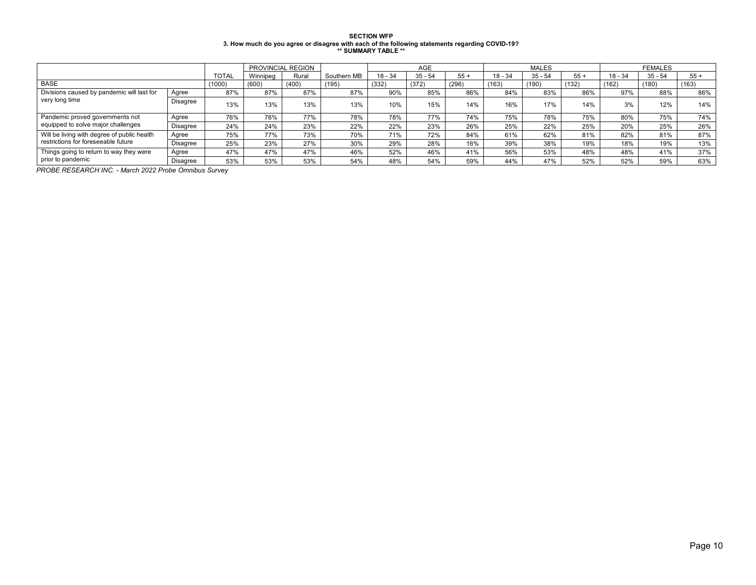**SECTION WFP**
**3. How much do you agree or disagree with each of the following statements regarding COVID-19?**
**** SUMMARY TABLE ****

| | | TOTAL | PROVINCIAL REGION | | | AGE | | | MALES | | | FEMALES | | |
|---|---|---|---|---|---|---|---|---|---|---|---|---|---|---|
| | | | Winnipeg | Rural | Southern MB | 18 - 34 | 35 - 54 | 55 + | 18 - 34 | 35 - 54 | 55 + | 18 - 34 | 35 - 54 | 55 + |
| BASE | | (1000) | (600) | (400) | (195) | (332) | (372) | (296) | (163) | (190) | (132) | (162) | (180) | (163) |
| Divisions caused by pandemic will last for very long time | Agree | 87% | 87% | 87% | 87% | 90% | 85% | 86% | 84% | 83% | 86% | 97% | 88% | 86% |
| | Disagree | 13% | 13% | 13% | 13% | 10% | 15% | 14% | 16% | 17% | 14% | 3% | 12% | 14% |
| Pandemic proved governments not equipped to solve major challenges | Agree | 76% | 76% | 77% | 78% | 78% | 77% | 74% | 75% | 78% | 75% | 80% | 75% | 74% |
| | Disagree | 24% | 24% | 23% | 22% | 22% | 23% | 26% | 25% | 22% | 25% | 20% | 25% | 26% |
| Will be living with degree of public health restrictions for foreseeable future | Agree | 75% | 77% | 73% | 70% | 71% | 72% | 84% | 61% | 62% | 81% | 82% | 81% | 87% |
| | Disagree | 25% | 23% | 27% | 30% | 29% | 28% | 16% | 39% | 38% | 19% | 18% | 19% | 13% |
| Things going to return to way they were prior to pandemic | Agree | 47% | 47% | 47% | 46% | 52% | 46% | 41% | 56% | 53% | 48% | 48% | 41% | 37% |
| | Disagree | 53% | 53% | 53% | 54% | 48% | 54% | 59% | 44% | 47% | 52% | 52% | 59% | 63% |

*PROBE RESEARCH INC. - March 2022 Probe Omnibus Survey*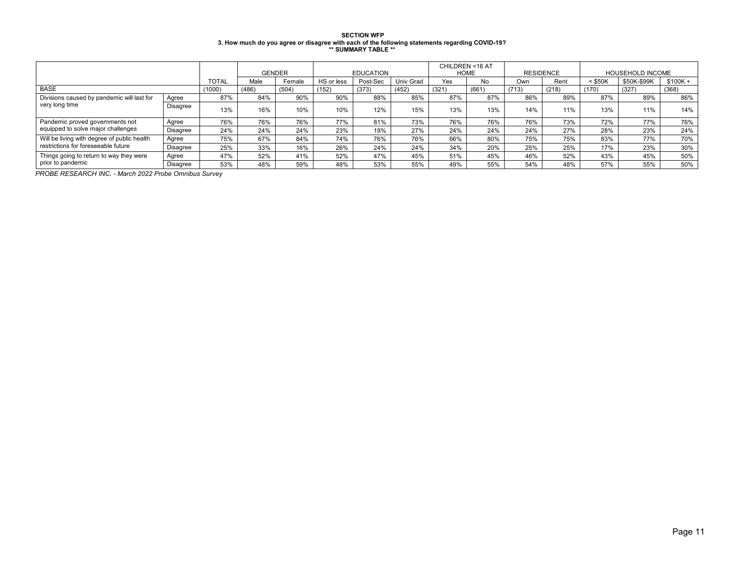**SECTION WFP**
**3. How much do you agree or disagree with each of the following statements regarding COVID-19?**
**\*\* SUMMARY TABLE \*\***

| | | | GENDER | | EDUCATION | | | CHILDREN <16 AT HOME | | RESIDENCE | | HOUSEHOLD INCOME | | |
|---|---|---|---|---|---|---|---|---|---|---|---|---|---|---|
| | | TOTAL | Male | Female | HS or less | Post-Sec | Univ Grad | Yes | No | Own | Rent | < $50K | $50K-$99K | $100K + |
| BASE | | (1000) | (486) | (504) | (152) | (373) | (452) | (321) | (661) | (713) | (218) | (170) | (327) | (368) |
| Divisions caused by pandemic will last for very long time | Agree | 87% | 84% | 90% | 90% | 88% | 85% | 87% | 87% | 86% | 89% | 87% | 89% | 86% |
| | Disagree | 13% | 16% | 10% | 10% | 12% | 15% | 13% | 13% | 14% | 11% | 13% | 11% | 14% |
| Pandemic proved governments not equipped to solve major challenges | Agree | 76% | 76% | 76% | 77% | 81% | 73% | 76% | 76% | 76% | 73% | 72% | 77% | 76% |
| | Disagree | 24% | 24% | 24% | 23% | 19% | 27% | 24% | 24% | 24% | 27% | 28% | 23% | 24% |
| Will be living with degree of public health restrictions for foreseeable future | Agree | 75% | 67% | 84% | 74% | 76% | 76% | 66% | 80% | 75% | 75% | 83% | 77% | 70% |
| | Disagree | 25% | 33% | 16% | 26% | 24% | 24% | 34% | 20% | 25% | 25% | 17% | 23% | 30% |
| Things going to return to way they were prior to pandemic | Agree | 47% | 52% | 41% | 52% | 47% | 45% | 51% | 45% | 46% | 52% | 43% | 45% | 50% |
| | Disagree | 53% | 48% | 59% | 48% | 53% | 55% | 49% | 55% | 54% | 48% | 57% | 55% | 50% |

*PROBE RESEARCH INC. - March 2022 Probe Omnibus Survey*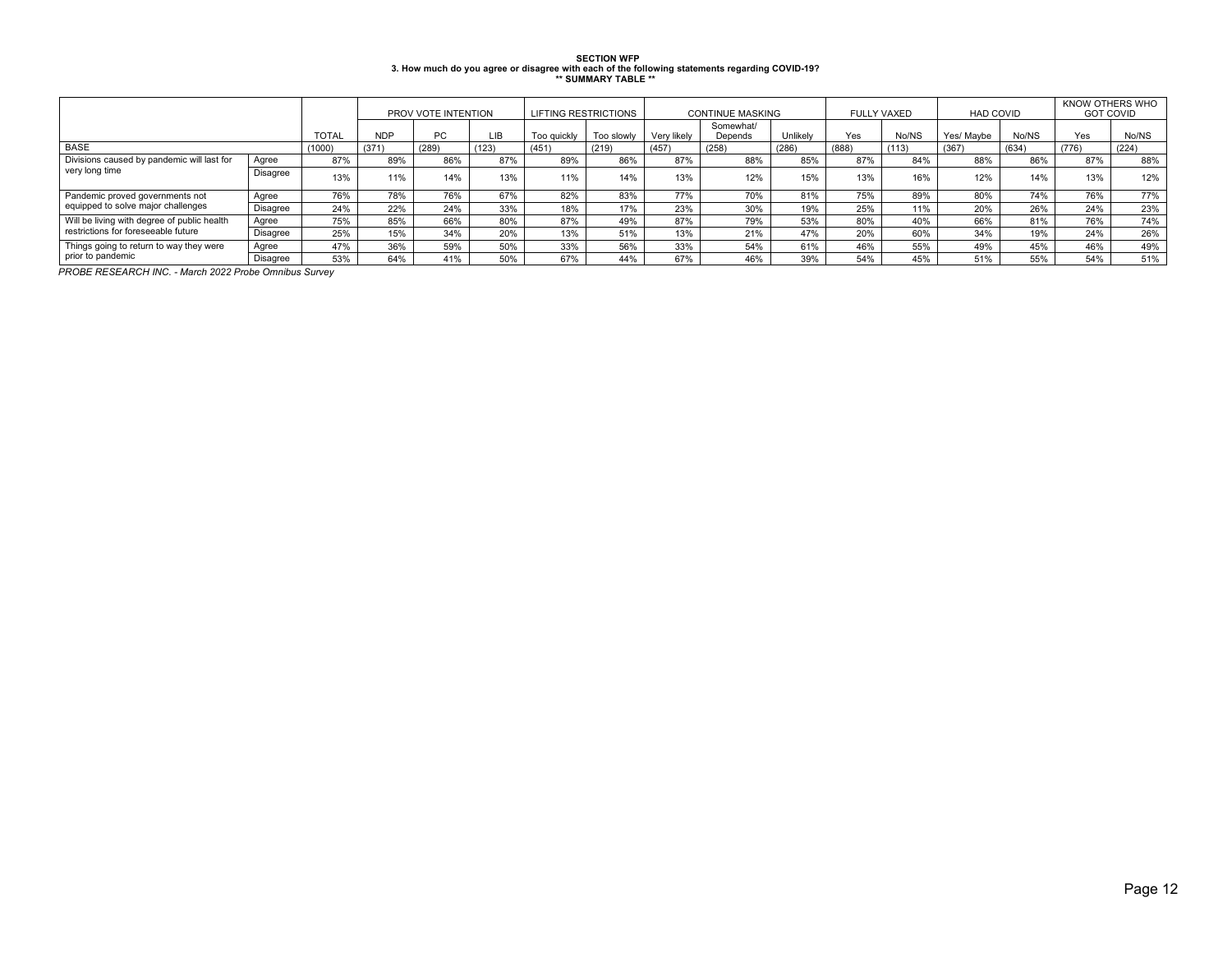**SECTION WFP**
**3. How much do you agree or disagree with each of the following statements regarding COVID-19?**
**\*\* SUMMARY TABLE \*\***

| | | | PROV VOTE INTENTION | | | LIFTING RESTRICTIONS | | CONTINUE MASKING | | | FULLY VAXED | | HAD COVID | | KNOW OTHERS WHO GOT COVID | |
|---|---|---|---|---|---|---|---|---|---|---|---|---|---|---|---|---|
| | | TOTAL | NDP | PC | LIB | Too quickly | Too slowly | Very likely | Somewhat/ Depends | Unlikely | Yes | No/NS | Yes/ Maybe | No/NS | Yes | No/NS |
| BASE | | (1000) | (371) | (289) | (123) | (451) | (219) | (457) | (258) | (286) | (888) | (113) | (367) | (634) | (776) | (224) |
| Divisions caused by pandemic will last for very long time | Agree | 87% | 89% | 86% | 87% | 89% | 86% | 87% | 88% | 85% | 87% | 84% | 88% | 86% | 87% | 88% |
| | Disagree | 13% | 11% | 14% | 13% | 11% | 14% | 13% | 12% | 15% | 13% | 16% | 12% | 14% | 13% | 12% |
| Pandemic proved governments not equipped to solve major challenges | Agree | 76% | 78% | 76% | 67% | 82% | 83% | 77% | 70% | 81% | 75% | 89% | 80% | 74% | 76% | 77% |
| | Disagree | 24% | 22% | 24% | 33% | 18% | 17% | 23% | 30% | 19% | 25% | 11% | 20% | 26% | 24% | 23% |
| Will be living with degree of public health restrictions for foreseeable future | Agree | 75% | 85% | 66% | 80% | 87% | 49% | 87% | 79% | 53% | 80% | 40% | 66% | 81% | 76% | 74% |
| | Disagree | 25% | 15% | 34% | 20% | 13% | 51% | 13% | 21% | 47% | 20% | 60% | 34% | 19% | 24% | 26% |
| Things going to return to way they were prior to pandemic | Agree | 47% | 36% | 59% | 50% | 33% | 56% | 33% | 54% | 61% | 46% | 55% | 49% | 45% | 46% | 49% |
| | Disagree | 53% | 64% | 41% | 50% | 67% | 44% | 67% | 46% | 39% | 54% | 45% | 51% | 55% | 54% | 51% |

*PROBE RESEARCH INC. - March 2022 Probe Omnibus Survey*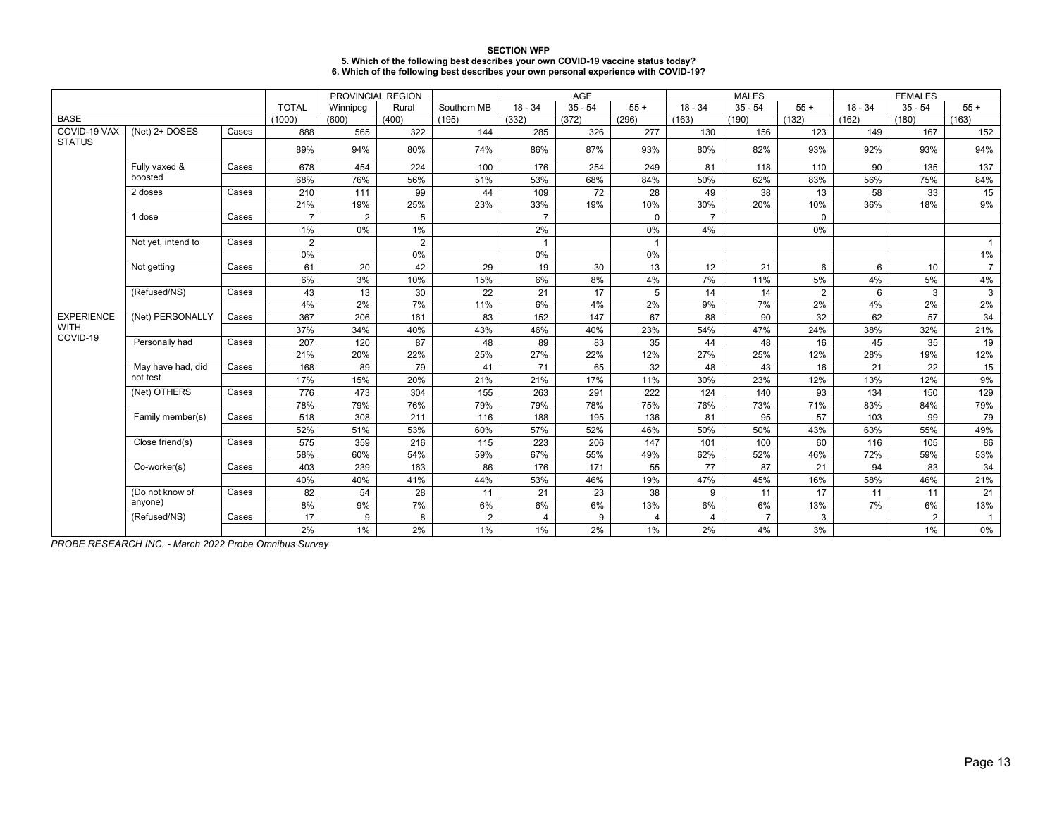**SECTION WFP**
**5. Which of the following best describes your own COVID-19 vaccine status today?**
**6. Which of the following best describes your own personal experience with COVID-19?**

| | | | | PROVINCIAL REGION | | | AGE | | | MALES | | | FEMALES | | |
|---|---|---|---|---|---|---|---|---|---|---|---|---|---|---|---|
| | | | TOTAL | Winnipeg | Rural | Southern MB | 18 - 34 | 35 - 54 | 55 + | 18 - 34 | 35 - 54 | 55 + | 18 - 34 | 35 - 54 | 55 + |
| BASE | | | (1000) | (600) | (400) | (195) | (332) | (372) | (296) | (163) | (190) | (132) | (162) | (180) | (163) |
| COVID-19 VAX STATUS | (Net) 2+ DOSES | Cases | 888 | 565 | 322 | 144 | 285 | 326 | 277 | 130 | 156 | 123 | 149 | 167 | 152 |
| | | | 89% | 94% | 80% | 74% | 86% | 87% | 93% | 80% | 82% | 93% | 92% | 93% | 94% |
| | Fully vaxed & boosted | Cases | 678 | 454 | 224 | 100 | 176 | 254 | 249 | 81 | 118 | 110 | 90 | 135 | 137 |
| | | | 68% | 76% | 56% | 51% | 53% | 68% | 84% | 50% | 62% | 83% | 56% | 75% | 84% |
| | 2 doses | Cases | 210 | 111 | 99 | 44 | 109 | 72 | 28 | 49 | 38 | 13 | 58 | 33 | 15 |
| | | | 21% | 19% | 25% | 23% | 33% | 19% | 10% | 30% | 20% | 10% | 36% | 18% | 9% |
| | 1 dose | Cases | 7 | 2 | 5 | | 7 | | 0 | 7 | | 0 | | | |
| | | | 1% | 0% | 1% | | 2% | | 0% | 4% | | 0% | | | |
| | Not yet, intend to | Cases | 2 | | 2 | | 1 | | 1 | | | | | | 1 |
| | | | 0% | | 0% | | 0% | | 0% | | | | | | 1% |
| | Not getting | Cases | 61 | 20 | 42 | 29 | 19 | 30 | 13 | 12 | 21 | 6 | 6 | 10 | 7 |
| | | | 6% | 3% | 10% | 15% | 6% | 8% | 4% | 7% | 11% | 5% | 4% | 5% | 4% |
| | (Refused/NS) | Cases | 43 | 13 | 30 | 22 | 21 | 17 | 5 | 14 | 14 | 2 | 6 | 3 | 3 |
| | | | 4% | 2% | 7% | 11% | 6% | 4% | 2% | 9% | 7% | 2% | 4% | 2% | 2% |
| EXPERIENCE WITH COVID-19 | (Net) PERSONALLY | Cases | 367 | 206 | 161 | 83 | 152 | 147 | 67 | 88 | 90 | 32 | 62 | 57 | 34 |
| | | | 37% | 34% | 40% | 43% | 46% | 40% | 23% | 54% | 47% | 24% | 38% | 32% | 21% |
| | Personally had | Cases | 207 | 120 | 87 | 48 | 89 | 83 | 35 | 44 | 48 | 16 | 45 | 35 | 19 |
| | | | 21% | 20% | 22% | 25% | 27% | 22% | 12% | 27% | 25% | 12% | 28% | 19% | 12% |
| | May have had, did not test | Cases | 168 | 89 | 79 | 41 | 71 | 65 | 32 | 48 | 43 | 16 | 21 | 22 | 15 |
| | | | 17% | 15% | 20% | 21% | 21% | 17% | 11% | 30% | 23% | 12% | 13% | 12% | 9% |
| | (Net) OTHERS | Cases | 776 | 473 | 304 | 155 | 263 | 291 | 222 | 124 | 140 | 93 | 134 | 150 | 129 |
| | | | 78% | 79% | 76% | 79% | 79% | 78% | 75% | 76% | 73% | 71% | 83% | 84% | 79% |
| | Family member(s) | Cases | 518 | 308 | 211 | 116 | 188 | 195 | 136 | 81 | 95 | 57 | 103 | 99 | 79 |
| | | | 52% | 51% | 53% | 60% | 57% | 52% | 46% | 50% | 50% | 43% | 63% | 55% | 49% |
| | Close friend(s) | Cases | 575 | 359 | 216 | 115 | 223 | 206 | 147 | 101 | 100 | 60 | 116 | 105 | 86 |
| | | | 58% | 60% | 54% | 59% | 67% | 55% | 49% | 62% | 52% | 46% | 72% | 59% | 53% |
| | Co-worker(s) | Cases | 403 | 239 | 163 | 86 | 176 | 171 | 55 | 77 | 87 | 21 | 94 | 83 | 34 |
| | | | 40% | 40% | 41% | 44% | 53% | 46% | 19% | 47% | 45% | 16% | 58% | 46% | 21% |
| | (Do not know of anyone) | Cases | 82 | 54 | 28 | 11 | 21 | 23 | 38 | 9 | 11 | 17 | 11 | 11 | 21 |
| | | | 8% | 9% | 7% | 6% | 6% | 6% | 13% | 6% | 6% | 13% | 7% | 6% | 13% |
| | (Refused/NS) | Cases | 17 | 9 | 8 | 2 | 4 | 9 | 4 | 4 | 7 | 3 | | 2 | 1 |
| | | | 2% | 1% | 2% | 1% | 1% | 2% | 1% | 2% | 4% | 3% | | 1% | 0% |

*PROBE RESEARCH INC. - March 2022 Probe Omnibus Survey*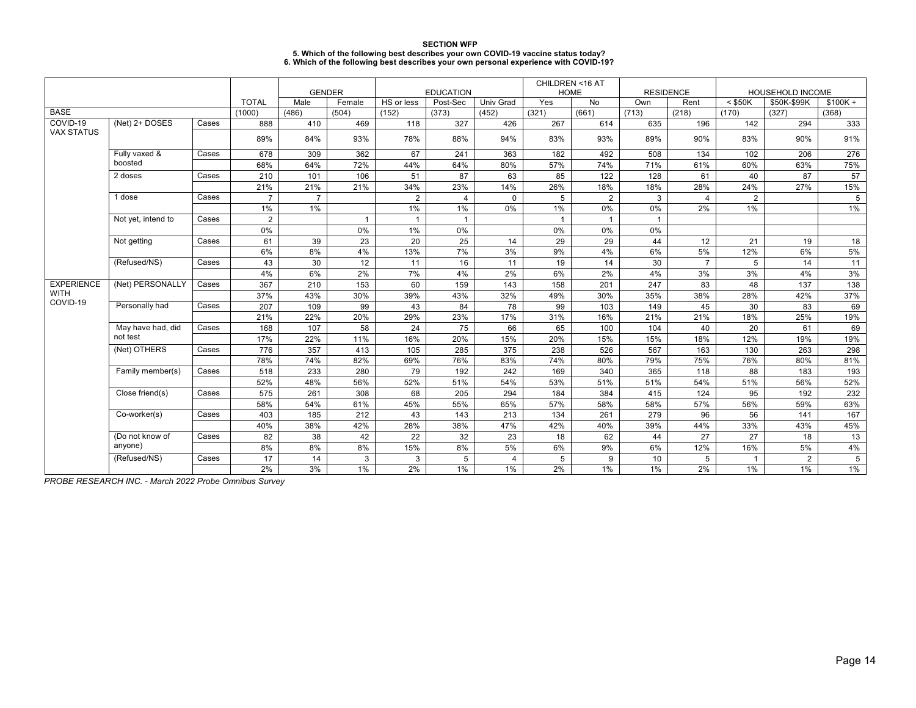**SECTION WFP**

**5. Which of the following best describes your own COVID-19 vaccine status today?**
**6. Which of the following best describes your own personal experience with COVID-19?**

| | | | | GENDER | | EDUCATION | | | CHILDREN <16 AT HOME | | RESIDENCE | | HOUSEHOLD INCOME | | |
|---|---|---|---|---|---|---|---|---|---|---|---|---|---|---|---|
| | | | TOTAL | Male | Female | HS or less | Post-Sec | Univ Grad | Yes | No | Own | Rent | < $50K | $50K-$99K | $100K + |
| BASE | | | (1000) | (486) | (504) | (152) | (373) | (452) | (321) | (661) | (713) | (218) | (170) | (327) | (368) |
| COVID-19 VAX STATUS | (Net) 2+ DOSES | Cases | 888 | 410 | 469 | 118 | 327 | 426 | 267 | 614 | 635 | 196 | 142 | 294 | 333 |
| | | | 89% | 84% | 93% | 78% | 88% | 94% | 83% | 93% | 89% | 90% | 83% | 90% | 91% |
| | Fully vaxed & boosted | Cases | 678 | 309 | 362 | 67 | 241 | 363 | 182 | 492 | 508 | 134 | 102 | 206 | 276 |
| | | | 68% | 64% | 72% | 44% | 64% | 80% | 57% | 74% | 71% | 61% | 60% | 63% | 75% |
| | 2 doses | Cases | 210 | 101 | 106 | 51 | 87 | 63 | 85 | 122 | 128 | 61 | 40 | 87 | 57 |
| | | | 21% | 21% | 21% | 34% | 23% | 14% | 26% | 18% | 18% | 28% | 24% | 27% | 15% |
| | 1 dose | Cases | 7 | 7 | | 2 | 4 | 0 | 5 | 2 | 3 | 4 | 2 | | 5 |
| | | | 1% | 1% | | 1% | 1% | 0% | 1% | 0% | 0% | 2% | 1% | | 1% |
| | Not yet, intend to | Cases | 2 | | 1 | 1 | 1 | | 1 | 1 | 1 | | | | |
| | | | 0% | | 0% | 1% | 0% | | 0% | 0% | 0% | | | | |
| | Not getting | Cases | 61 | 39 | 23 | 20 | 25 | 14 | 29 | 29 | 44 | 12 | 21 | 19 | 18 |
| | | | 6% | 8% | 4% | 13% | 7% | 3% | 9% | 4% | 6% | 5% | 12% | 6% | 5% |
| | (Refused/NS) | Cases | 43 | 30 | 12 | 11 | 16 | 11 | 19 | 14 | 30 | 7 | 5 | 14 | 11 |
| | | | 4% | 6% | 2% | 7% | 4% | 2% | 6% | 2% | 4% | 3% | 3% | 4% | 3% |
| EXPERIENCE WITH COVID-19 | (Net) PERSONALLY | Cases | 367 | 210 | 153 | 60 | 159 | 143 | 158 | 201 | 247 | 83 | 48 | 137 | 138 |
| | | | 37% | 43% | 30% | 39% | 43% | 32% | 49% | 30% | 35% | 38% | 28% | 42% | 37% |
| | Personally had | Cases | 207 | 109 | 99 | 43 | 84 | 78 | 99 | 103 | 149 | 45 | 30 | 83 | 69 |
| | | | 21% | 22% | 20% | 29% | 23% | 17% | 31% | 16% | 21% | 21% | 18% | 25% | 19% |
| | May have had, did not test | Cases | 168 | 107 | 58 | 24 | 75 | 66 | 65 | 100 | 104 | 40 | 20 | 61 | 69 |
| | | | 17% | 22% | 11% | 16% | 20% | 15% | 20% | 15% | 15% | 18% | 12% | 19% | 19% |
| | (Net) OTHERS | Cases | 776 | 357 | 413 | 105 | 285 | 375 | 238 | 526 | 567 | 163 | 130 | 263 | 298 |
| | | | 78% | 74% | 82% | 69% | 76% | 83% | 74% | 80% | 79% | 75% | 76% | 80% | 81% |
| | Family member(s) | Cases | 518 | 233 | 280 | 79 | 192 | 242 | 169 | 340 | 365 | 118 | 88 | 183 | 193 |
| | | | 52% | 48% | 56% | 52% | 51% | 54% | 53% | 51% | 51% | 54% | 51% | 56% | 52% |
| | Close friend(s) | Cases | 575 | 261 | 308 | 68 | 205 | 294 | 184 | 384 | 415 | 124 | 95 | 192 | 232 |
| | | | 58% | 54% | 61% | 45% | 55% | 65% | 57% | 58% | 58% | 57% | 56% | 59% | 63% |
| | Co-worker(s) | Cases | 403 | 185 | 212 | 43 | 143 | 213 | 134 | 261 | 279 | 96 | 56 | 141 | 167 |
| | | | 40% | 38% | 42% | 28% | 38% | 47% | 42% | 40% | 39% | 44% | 33% | 43% | 45% |
| | (Do not know of anyone) | Cases | 82 | 38 | 42 | 22 | 32 | 23 | 18 | 62 | 44 | 27 | 27 | 18 | 13 |
| | | | 8% | 8% | 8% | 15% | 8% | 5% | 6% | 9% | 6% | 12% | 16% | 5% | 4% |
| | (Refused/NS) | Cases | 17 | 14 | 3 | 3 | 5 | 4 | 5 | 9 | 10 | 5 | 1 | 2 | 5 |
| | | | 2% | 3% | 1% | 2% | 1% | 1% | 2% | 1% | 1% | 2% | 1% | 1% | 1% |

*PROBE RESEARCH INC. - March 2022 Probe Omnibus Survey*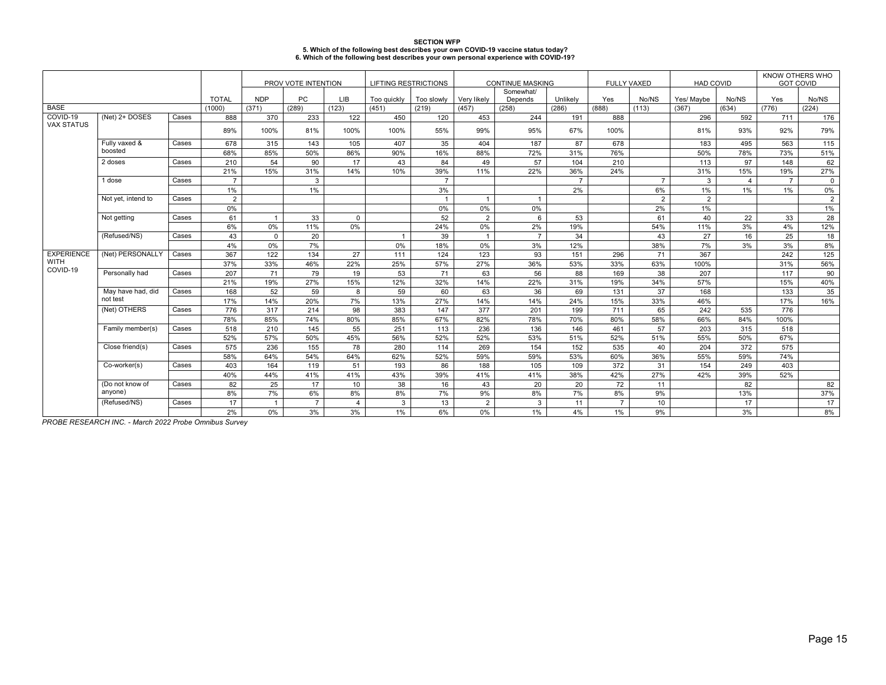**SECTION WFP**
**5. Which of the following best describes your own COVID-19 vaccine status today?**
**6. Which of the following best describes your own personal experience with COVID-19?**

| | | | | PROV VOTE INTENTION | | | LIFTING RESTRICTIONS | | CONTINUE MASKING | | | FULLY VAXED | | HAD COVID | | KNOW OTHERS WHO GOT COVID | |
|---|---|---|---|---|---|---|---|---|---|---|---|---|---|---|---|---|---|
| | | | TOTAL | NDP | PC | LIB | Too quickly | Too slowly | Very likely | Somewhat/ Depends | Unlikely | Yes | No/NS | Yes/ Maybe | No/NS | Yes | No/NS |
| BASE | | | (1000) | (371) | (289) | (123) | (451) | (219) | (457) | (258) | (286) | (888) | (113) | (367) | (634) | (776) | (224) |
| COVID-19 VAX STATUS | (Net) 2+ DOSES | Cases | 888 | 370 | 233 | 122 | 450 | 120 | 453 | 244 | 191 | 888 | | 296 | 592 | 711 | 176 |
| | | | 89% | 100% | 81% | 100% | 100% | 55% | 99% | 95% | 67% | 100% | | 81% | 93% | 92% | 79% |
| | Fully vaxed & boosted | Cases | 678 | 315 | 143 | 105 | 407 | 35 | 404 | 187 | 87 | 678 | | 183 | 495 | 563 | 115 |
| | | | 68% | 85% | 50% | 86% | 90% | 16% | 88% | 72% | 31% | 76% | | 50% | 78% | 73% | 51% |
| | 2 doses | Cases | 210 | 54 | 90 | 17 | 43 | 84 | 49 | 57 | 104 | 210 | | 113 | 97 | 148 | 62 |
| | | | 21% | 15% | 31% | 14% | 10% | 39% | 11% | 22% | 36% | 24% | | 31% | 15% | 19% | 27% |
| | 1 dose | Cases | 7 | | 3 | | | 7 | | | 7 | | 7 | 3 | 4 | 7 | 0 |
| | | | 1% | | 1% | | | 3% | | | 2% | | 6% | 1% | 1% | 1% | 0% |
| | Not yet, intend to | Cases | 2 | | | | | 1 | 1 | 1 | | | 2 | 2 | | | 2 |
| | | | 0% | | | | | 0% | 0% | 0% | | | 2% | 1% | | | 1% |
| | Not getting | Cases | 61 | 1 | 33 | 0 | | 52 | 2 | 6 | 53 | | 61 | 40 | 22 | 33 | 28 |
| | | | 6% | 0% | 11% | 0% | | 24% | 0% | 2% | 19% | | 54% | 11% | 3% | 4% | 12% |
| | (Refused/NS) | Cases | 43 | 0 | 20 | | 1 | 39 | 1 | 7 | 34 | | 43 | 27 | 16 | 25 | 18 |
| | | | 4% | 0% | 7% | | 0% | 18% | 0% | 3% | 12% | | 38% | 7% | 3% | 3% | 8% |
| EXPERIENCE WITH COVID-19 | (Net) PERSONALLY | Cases | 367 | 122 | 134 | 27 | 111 | 124 | 123 | 93 | 151 | 296 | 71 | 367 | | 242 | 125 |
| | | | 37% | 33% | 46% | 22% | 25% | 57% | 27% | 36% | 53% | 33% | 63% | 100% | | 31% | 56% |
| | Personally had | Cases | 207 | 71 | 79 | 19 | 53 | 71 | 63 | 56 | 88 | 169 | 38 | 207 | | 117 | 90 |
| | | | 21% | 19% | 27% | 15% | 12% | 32% | 14% | 22% | 31% | 19% | 34% | 57% | | 15% | 40% |
| | May have had, did not test | Cases | 168 | 52 | 59 | 8 | 59 | 60 | 63 | 36 | 69 | 131 | 37 | 168 | | 133 | 35 |
| | | | 17% | 14% | 20% | 7% | 13% | 27% | 14% | 14% | 24% | 15% | 33% | 46% | | 17% | 16% |
| | (Net) OTHERS | Cases | 776 | 317 | 214 | 98 | 383 | 147 | 377 | 201 | 199 | 711 | 65 | 242 | 535 | 776 | |
| | | | 78% | 85% | 74% | 80% | 85% | 67% | 82% | 78% | 70% | 80% | 58% | 66% | 84% | 100% | |
| | Family member(s) | Cases | 518 | 210 | 145 | 55 | 251 | 113 | 236 | 136 | 146 | 461 | 57 | 203 | 315 | 518 | |
| | | | 52% | 57% | 50% | 45% | 56% | 52% | 52% | 53% | 51% | 52% | 51% | 55% | 50% | 67% | |
| | Close friend(s) | Cases | 575 | 236 | 155 | 78 | 280 | 114 | 269 | 154 | 152 | 535 | 40 | 204 | 372 | 575 | |
| | | | 58% | 64% | 54% | 64% | 62% | 52% | 59% | 59% | 53% | 60% | 36% | 55% | 59% | 74% | |
| | Co-worker(s) | Cases | 403 | 164 | 119 | 51 | 193 | 86 | 188 | 105 | 109 | 372 | 31 | 154 | 249 | 403 | |
| | | | 40% | 44% | 41% | 41% | 43% | 39% | 41% | 41% | 38% | 42% | 27% | 42% | 39% | 52% | |
| | (Do not know of anyone) | Cases | 82 | 25 | 17 | 10 | 38 | 16 | 43 | 20 | 20 | 72 | 11 | | 82 | | 82 |
| | | | 8% | 7% | 6% | 8% | 8% | 7% | 9% | 8% | 7% | 8% | 9% | | 13% | | 37% |
| | (Refused/NS) | Cases | 17 | 1 | 7 | 4 | 3 | 13 | 2 | 3 | 11 | 7 | 10 | | 17 | | 17 |
| | | | 2% | 0% | 3% | 3% | 1% | 6% | 0% | 1% | 4% | 1% | 9% | | 3% | | 8% |

*PROBE RESEARCH INC. - March 2022 Probe Omnibus Survey*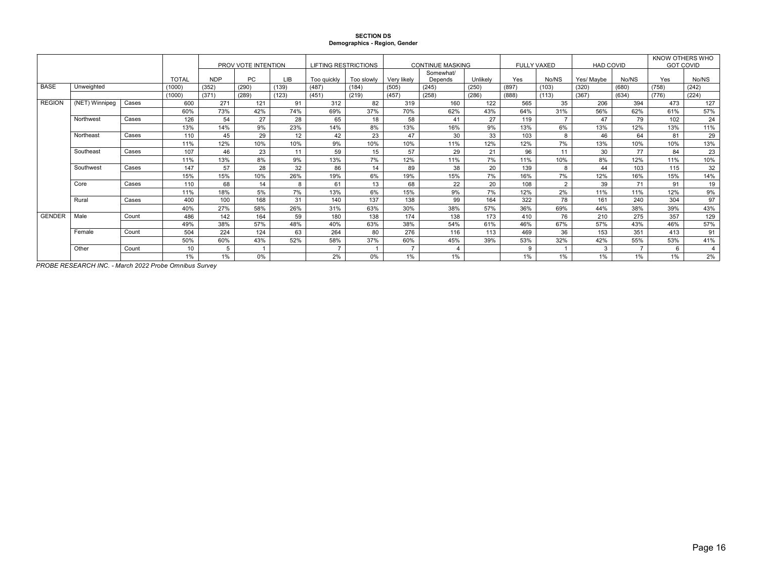**SECTION DS**
**Demographics - Region, Gender**

| | | | | PROV VOTE INTENTION | | | LIFTING RESTRICTIONS | | CONTINUE MASKING | | | FULLY VAXED | | HAD COVID | | KNOW OTHERS WHO GOT COVID | |
|---|---|---|---|---|---|---|---|---|---|---|---|---|---|---|---|---|---|
| | | | TOTAL | NDP | PC | LIB | Too quickly | Too slowly | Very likely | Somewhat/ Depends | Unlikely | Yes | No/NS | Yes/ Maybe | No/NS | Yes | No/NS |
| BASE | Unweighted | | (1000) | (352) | (290) | (139) | (487) | (184) | (505) | (245) | (250) | (897) | (103) | (320) | (680) | (758) | (242) |
| | | | (1000) | (371) | (289) | (123) | (451) | (219) | (457) | (258) | (286) | (888) | (113) | (367) | (634) | (776) | (224) |
| REGION | (NET) Winnipeg | Cases | 600 | 271 | 121 | 91 | 312 | 82 | 319 | 160 | 122 | 565 | 35 | 206 | 394 | 473 | 127 |
| | | | 60% | 73% | 42% | 74% | 69% | 37% | 70% | 62% | 43% | 64% | 31% | 56% | 62% | 61% | 57% |
| | Northwest | Cases | 126 | 54 | 27 | 28 | 65 | 18 | 58 | 41 | 27 | 119 | 7 | 47 | 79 | 102 | 24 |
| | | | 13% | 14% | 9% | 23% | 14% | 8% | 13% | 16% | 9% | 13% | 6% | 13% | 12% | 13% | 11% |
| | Northeast | Cases | 110 | 45 | 29 | 12 | 42 | 23 | 47 | 30 | 33 | 103 | 8 | 46 | 64 | 81 | 29 |
| | | | 11% | 12% | 10% | 10% | 9% | 10% | 10% | 11% | 12% | 12% | 7% | 13% | 10% | 10% | 13% |
| | Southeast | Cases | 107 | 46 | 23 | 11 | 59 | 15 | 57 | 29 | 21 | 96 | 11 | 30 | 77 | 84 | 23 |
| | | | 11% | 13% | 8% | 9% | 13% | 7% | 12% | 11% | 7% | 11% | 10% | 8% | 12% | 11% | 10% |
| | Southwest | Cases | 147 | 57 | 28 | 32 | 86 | 14 | 89 | 38 | 20 | 139 | 8 | 44 | 103 | 115 | 32 |
| | | | 15% | 15% | 10% | 26% | 19% | 6% | 19% | 15% | 7% | 16% | 7% | 12% | 16% | 15% | 14% |
| | Core | Cases | 110 | 68 | 14 | 8 | 61 | 13 | 68 | 22 | 20 | 108 | 2 | 39 | 71 | 91 | 19 |
| | | | 11% | 18% | 5% | 7% | 13% | 6% | 15% | 9% | 7% | 12% | 2% | 11% | 11% | 12% | 9% |
| | Rural | Cases | 400 | 100 | 168 | 31 | 140 | 137 | 138 | 99 | 164 | 322 | 78 | 161 | 240 | 304 | 97 |
| | | | 40% | 27% | 58% | 26% | 31% | 63% | 30% | 38% | 57% | 36% | 69% | 44% | 38% | 39% | 43% |
| GENDER | Male | Count | 486 | 142 | 164 | 59 | 180 | 138 | 174 | 138 | 173 | 410 | 76 | 210 | 275 | 357 | 129 |
| | | | 49% | 38% | 57% | 48% | 40% | 63% | 38% | 54% | 61% | 46% | 67% | 57% | 43% | 46% | 57% |
| | Female | Count | 504 | 224 | 124 | 63 | 264 | 80 | 276 | 116 | 113 | 469 | 36 | 153 | 351 | 413 | 91 |
| | | | 50% | 60% | 43% | 52% | 58% | 37% | 60% | 45% | 39% | 53% | 32% | 42% | 55% | 53% | 41% |
| | Other | Count | 10 | 5 | 1 | | 7 | 1 | 7 | 4 | | 9 | 1 | 3 | 7 | 6 | 4 |
| | | | 1% | 1% | 0% | | 2% | 0% | 1% | 1% | | 1% | 1% | 1% | 1% | 1% | 2% |

*PROBE RESEARCH INC. - March 2022 Probe Omnibus Survey*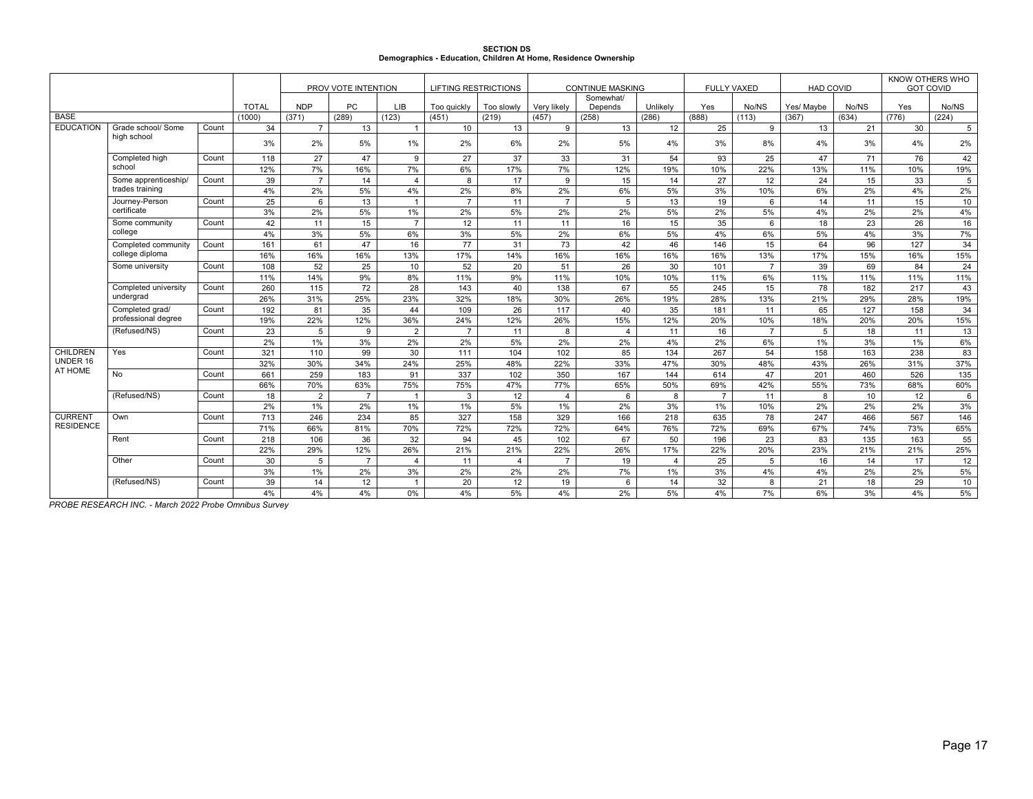**SECTION DS**
**Demographics - Education, Children At Home, Residence Ownership**

| | | | | PROV VOTE INTENTION | | | LIFTING RESTRICTIONS | | CONTINUE MASKING | | | FULLY VAXED | | HAD COVID | | KNOW OTHERS WHO GOT COVID | |
|---|---|---|---|---|---|---|---|---|---|---|---|---|---|---|---|---|---|
| | | | TOTAL | NDP | PC | LIB | Too quickly | Too slowly | Very likely | Somewhat/ Depends | Unlikely | Yes | No/NS | Yes/ Maybe | No/NS | Yes | No/NS |
| BASE | | | (1000) | (371) | (289) | (123) | (451) | (219) | (457) | (258) | (286) | (888) | (113) | (367) | (634) | (776) | (224) |
| EDUCATION | Grade school/ Some high school | Count | 34 | 7 | 13 | 1 | 10 | 13 | 9 | 13 | 12 | 25 | 9 | 13 | 21 | 30 | 5 |
| | | | 3% | 2% | 5% | 1% | 2% | 6% | 2% | 5% | 4% | 3% | 8% | 4% | 3% | 4% | 2% |
| | Completed high school | Count | 118 | 27 | 47 | 9 | 27 | 37 | 33 | 31 | 54 | 93 | 25 | 47 | 71 | 76 | 42 |
| | | | 12% | 7% | 16% | 7% | 6% | 17% | 7% | 12% | 19% | 10% | 22% | 13% | 11% | 10% | 19% |
| | Some apprenticeship/ trades training | Count | 39 | 7 | 14 | 4 | 8 | 17 | 9 | 15 | 14 | 27 | 12 | 24 | 15 | 33 | 5 |
| | | | 4% | 2% | 5% | 4% | 2% | 8% | 2% | 6% | 5% | 3% | 10% | 6% | 2% | 4% | 2% |
| | Journey-Person certificate | Count | 25 | 6 | 13 | 1 | 7 | 11 | 7 | 5 | 13 | 19 | 6 | 14 | 11 | 15 | 10 |
| | | | 3% | 2% | 5% | 1% | 2% | 5% | 2% | 2% | 5% | 2% | 5% | 4% | 2% | 2% | 4% |
| | Some community college | Count | 42 | 11 | 15 | 7 | 12 | 11 | 11 | 16 | 15 | 35 | 6 | 18 | 23 | 26 | 16 |
| | | | 4% | 3% | 5% | 6% | 3% | 5% | 2% | 6% | 5% | 4% | 6% | 5% | 4% | 3% | 7% |
| | Completed community college diploma | Count | 161 | 61 | 47 | 16 | 77 | 31 | 73 | 42 | 46 | 146 | 15 | 64 | 96 | 127 | 34 |
| | | | 16% | 16% | 16% | 13% | 17% | 14% | 16% | 16% | 16% | 16% | 13% | 17% | 15% | 16% | 15% |
| | Some university | Count | 108 | 52 | 25 | 10 | 52 | 20 | 51 | 26 | 30 | 101 | 7 | 39 | 69 | 84 | 24 |
| | | | 11% | 14% | 9% | 8% | 11% | 9% | 11% | 10% | 10% | 11% | 6% | 11% | 11% | 11% | 11% |
| | Completed university undergrad | Count | 260 | 115 | 72 | 28 | 143 | 40 | 138 | 67 | 55 | 245 | 15 | 78 | 182 | 217 | 43 |
| | | | 26% | 31% | 25% | 23% | 32% | 18% | 30% | 26% | 19% | 28% | 13% | 21% | 29% | 28% | 19% |
| | Completed grad/ professional degree | Count | 192 | 81 | 35 | 44 | 109 | 26 | 117 | 40 | 35 | 181 | 11 | 65 | 127 | 158 | 34 |
| | | | 19% | 22% | 12% | 36% | 24% | 12% | 26% | 15% | 12% | 20% | 10% | 18% | 20% | 20% | 15% |
| | (Refused/NS) | Count | 23 | 5 | 9 | 2 | 7 | 11 | 8 | 4 | 11 | 16 | 7 | 5 | 18 | 11 | 13 |
| | | | 2% | 1% | 3% | 2% | 2% | 5% | 2% | 2% | 4% | 2% | 6% | 1% | 3% | 1% | 6% |
| CHILDREN UNDER 16 AT HOME | Yes | Count | 321 | 110 | 99 | 30 | 111 | 104 | 102 | 85 | 134 | 267 | 54 | 158 | 163 | 238 | 83 |
| | | | 32% | 30% | 34% | 24% | 25% | 48% | 22% | 33% | 47% | 30% | 48% | 43% | 26% | 31% | 37% |
| | No | Count | 661 | 259 | 183 | 91 | 337 | 102 | 350 | 167 | 144 | 614 | 47 | 201 | 460 | 526 | 135 |
| | | | 66% | 70% | 63% | 75% | 75% | 47% | 77% | 65% | 50% | 69% | 42% | 55% | 73% | 68% | 60% |
| | (Refused/NS) | Count | 18 | 2 | 7 | 1 | 3 | 12 | 4 | 6 | 8 | 7 | 11 | 8 | 10 | 12 | 6 |
| | | | 2% | 1% | 2% | 1% | 1% | 5% | 1% | 2% | 3% | 1% | 10% | 2% | 2% | 2% | 3% |
| CURRENT RESIDENCE | Own | Count | 713 | 246 | 234 | 85 | 327 | 158 | 329 | 166 | 218 | 635 | 78 | 247 | 466 | 567 | 146 |
| | | | 71% | 66% | 81% | 70% | 72% | 72% | 72% | 64% | 76% | 72% | 69% | 67% | 74% | 73% | 65% |
| | Rent | Count | 218 | 106 | 36 | 32 | 94 | 45 | 102 | 67 | 50 | 196 | 23 | 83 | 135 | 163 | 55 |
| | | | 22% | 29% | 12% | 26% | 21% | 21% | 22% | 26% | 17% | 22% | 20% | 23% | 21% | 21% | 25% |
| | Other | Count | 30 | 5 | 7 | 4 | 11 | 4 | 7 | 19 | 4 | 25 | 5 | 16 | 14 | 17 | 12 |
| | | | 3% | 1% | 2% | 3% | 2% | 2% | 2% | 7% | 1% | 3% | 4% | 4% | 2% | 2% | 5% |
| | (Refused/NS) | Count | 39 | 14 | 12 | 1 | 20 | 12 | 19 | 6 | 14 | 32 | 8 | 21 | 18 | 29 | 10 |
| | | | 4% | 4% | 4% | 0% | 4% | 5% | 4% | 2% | 5% | 4% | 7% | 6% | 3% | 4% | 5% |

*PROBE RESEARCH INC. - March 2022 Probe Omnibus Survey*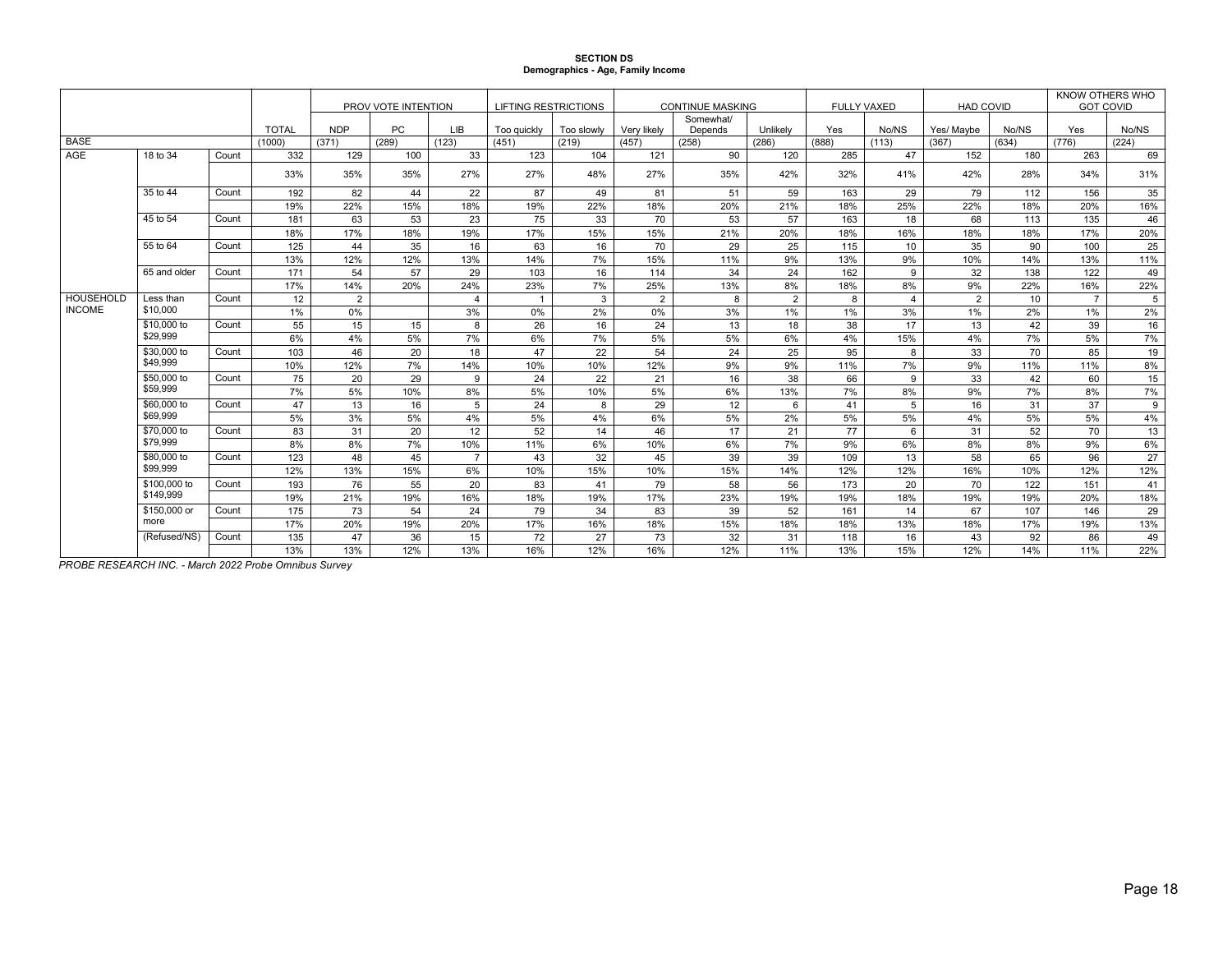**SECTION DS**
**Demographics - Age, Family Income**

| | | | TOTAL | PROV VOTE INTENTION | | | LIFTING RESTRICTIONS | | CONTINUE MASKING | | | FULLY VAXED | | HAD COVID | | KNOW OTHERS WHO GOT COVID | |
|---|---|---|---|---|---|---|---|---|---|---|---|---|---|---|---|---|---|
| | | | | NDP | PC | LIB | Too quickly | Too slowly | Very likely | Somewhat/ Depends | Unlikely | Yes | No/NS | Yes/ Maybe | No/NS | Yes | No/NS |
| BASE | | | (1000) | (371) | (289) | (123) | (451) | (219) | (457) | (258) | (286) | (888) | (113) | (367) | (634) | (776) | (224) |
| AGE | 18 to 34 | Count | 332 | 129 | 100 | 33 | 123 | 104 | 121 | 90 | 120 | 285 | 47 | 152 | 180 | 263 | 69 |
| | | | 33% | 35% | 35% | 27% | 27% | 48% | 27% | 35% | 42% | 32% | 41% | 42% | 28% | 34% | 31% |
| | 35 to 44 | Count | 192 | 82 | 44 | 22 | 87 | 49 | 81 | 51 | 59 | 163 | 29 | 79 | 112 | 156 | 35 |
| | | | 19% | 22% | 15% | 18% | 19% | 22% | 18% | 20% | 21% | 18% | 25% | 22% | 18% | 20% | 16% |
| | 45 to 54 | Count | 181 | 63 | 53 | 23 | 75 | 33 | 70 | 53 | 57 | 163 | 18 | 68 | 113 | 135 | 46 |
| | | | 18% | 17% | 18% | 19% | 17% | 15% | 15% | 21% | 20% | 18% | 16% | 18% | 18% | 17% | 20% |
| | 55 to 64 | Count | 125 | 44 | 35 | 16 | 63 | 16 | 70 | 29 | 25 | 115 | 10 | 35 | 90 | 100 | 25 |
| | | | 13% | 12% | 12% | 13% | 14% | 7% | 15% | 11% | 9% | 13% | 9% | 10% | 14% | 13% | 11% |
| | 65 and older | Count | 171 | 54 | 57 | 29 | 103 | 16 | 114 | 34 | 24 | 162 | 9 | 32 | 138 | 122 | 49 |
| | | | 17% | 14% | 20% | 24% | 23% | 7% | 25% | 13% | 8% | 18% | 8% | 9% | 22% | 16% | 22% |
| HOUSEHOLD INCOME | Less than $10,000 | Count | 12 | 2 | | 4 | 1 | 3 | 2 | 8 | 2 | 8 | 4 | 2 | 10 | 7 | 5 |
| | | | 1% | 0% | | 3% | 0% | 2% | 0% | 3% | 1% | 1% | 3% | 1% | 2% | 1% | 2% |
| | $10,000 to $29,999 | Count | 55 | 15 | 15 | 8 | 26 | 16 | 24 | 13 | 18 | 38 | 17 | 13 | 42 | 39 | 16 |
| | | | 6% | 4% | 5% | 7% | 6% | 7% | 5% | 5% | 6% | 4% | 15% | 4% | 7% | 5% | 7% |
| | $30,000 to $49,999 | Count | 103 | 46 | 20 | 18 | 47 | 22 | 54 | 24 | 25 | 95 | 8 | 33 | 70 | 85 | 19 |
| | | | 10% | 12% | 7% | 14% | 10% | 10% | 12% | 9% | 9% | 11% | 7% | 9% | 11% | 11% | 8% |
| | $50,000 to $59,999 | Count | 75 | 20 | 29 | 9 | 24 | 22 | 21 | 16 | 38 | 66 | 9 | 33 | 42 | 60 | 15 |
| | | | 7% | 5% | 10% | 8% | 5% | 10% | 5% | 6% | 13% | 7% | 8% | 9% | 7% | 8% | 7% |
| | $60,000 to $69,999 | Count | 47 | 13 | 16 | 5 | 24 | 8 | 29 | 12 | 6 | 41 | 5 | 16 | 31 | 37 | 9 |
| | | | 5% | 3% | 5% | 4% | 5% | 4% | 6% | 5% | 2% | 5% | 5% | 4% | 5% | 5% | 4% |
| | $70,000 to $79,999 | Count | 83 | 31 | 20 | 12 | 52 | 14 | 46 | 17 | 21 | 77 | 6 | 31 | 52 | 70 | 13 |
| | | | 8% | 8% | 7% | 10% | 11% | 6% | 10% | 6% | 7% | 9% | 6% | 8% | 8% | 9% | 6% |
| | $80,000 to $99,999 | Count | 123 | 48 | 45 | 7 | 43 | 32 | 45 | 39 | 39 | 109 | 13 | 58 | 65 | 96 | 27 |
| | | | 12% | 13% | 15% | 6% | 10% | 15% | 10% | 15% | 14% | 12% | 12% | 16% | 10% | 12% | 12% |
| | $100,000 to $149,999 | Count | 193 | 76 | 55 | 20 | 83 | 41 | 79 | 58 | 56 | 173 | 20 | 70 | 122 | 151 | 41 |
| | | | 19% | 21% | 19% | 16% | 18% | 19% | 17% | 23% | 19% | 19% | 18% | 19% | 19% | 20% | 18% |
| | $150,000 or more | Count | 175 | 73 | 54 | 24 | 79 | 34 | 83 | 39 | 52 | 161 | 14 | 67 | 107 | 146 | 29 |
| | | | 17% | 20% | 19% | 20% | 17% | 16% | 18% | 15% | 18% | 18% | 13% | 18% | 17% | 19% | 13% |
| | (Refused/NS) | Count | 135 | 47 | 36 | 15 | 72 | 27 | 73 | 32 | 31 | 118 | 16 | 43 | 92 | 86 | 49 |
| | | | 13% | 13% | 12% | 13% | 16% | 12% | 16% | 12% | 11% | 13% | 15% | 12% | 14% | 11% | 22% |

*PROBE RESEARCH INC. - March 2022 Probe Omnibus Survey*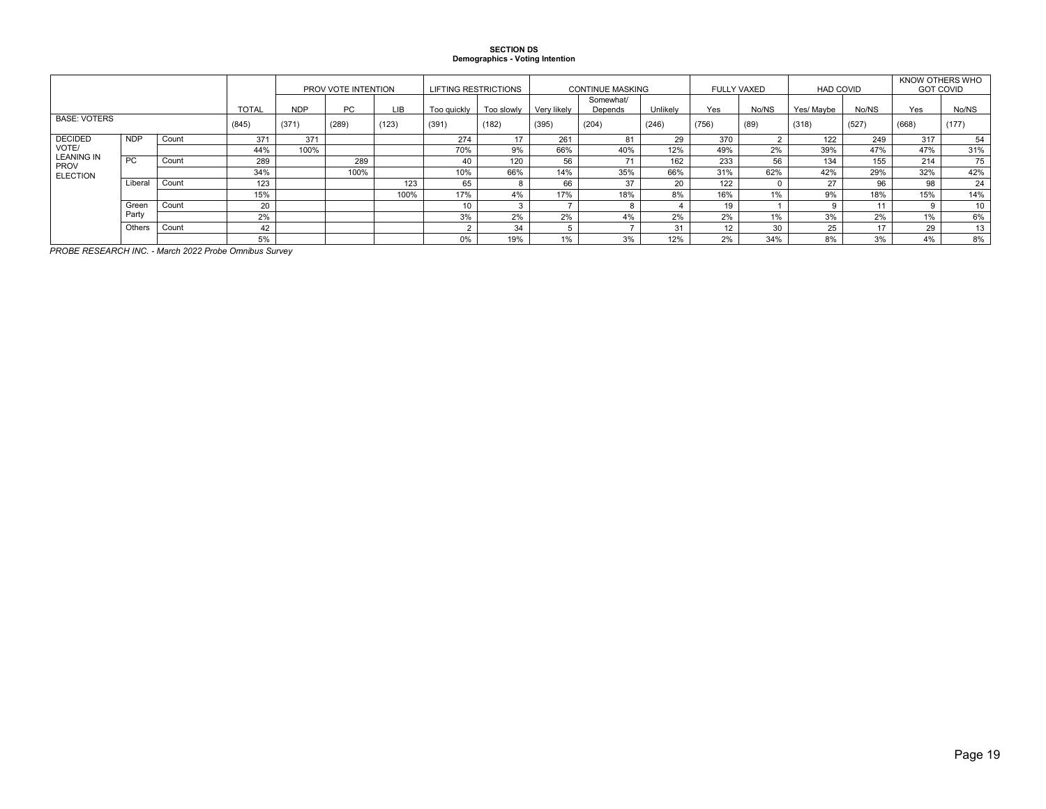**SECTION DS**
**Demographics - Voting Intention**

| | | | | PROV VOTE INTENTION | | | LIFTING RESTRICTIONS | | CONTINUE MASKING | | | FULLY VAXED | | HAD COVID | | KNOW OTHERS WHO GOT COVID | |
|---|---|---|---|---|---|---|---|---|---|---|---|---|---|---|---|---|---|
| | | | TOTAL | NDP | PC | LIB | Too quickly | Too slowly | Very likely | Somewhat/ Depends | Unlikely | Yes | No/NS | Yes/ Maybe | No/NS | Yes | No/NS |
| BASE: VOTERS | | | (845) | (371) | (289) | (123) | (391) | (182) | (395) | (204) | (246) | (756) | (89) | (318) | (527) | (668) | (177) |
| DECIDED VOTE/ LEANING IN PROV ELECTION | NDP | Count | 371 | 371 | | | 274 | 17 | 261 | 81 | 29 | 370 | 2 | 122 | 249 | 317 | 54 |
| | | | 44% | 100% | | | 70% | 9% | 66% | 40% | 12% | 49% | 2% | 39% | 47% | 47% | 31% |
| | PC | Count | 289 | | 289 | | 40 | 120 | 56 | 71 | 162 | 233 | 56 | 134 | 155 | 214 | 75 |
| | | | 34% | | 100% | | 10% | 66% | 14% | 35% | 66% | 31% | 62% | 42% | 29% | 32% | 42% |
| | Liberal | Count | 123 | | | 123 | 65 | 8 | 66 | 37 | 20 | 122 | 0 | 27 | 96 | 98 | 24 |
| | | | 15% | | | 100% | 17% | 4% | 17% | 18% | 8% | 16% | 1% | 9% | 18% | 15% | 14% |
| | Green Party | Count | 20 | | | | 10 | 3 | 7 | 8 | 4 | 19 | 1 | 9 | 11 | 9 | 10 |
| | | | 2% | | | | 3% | 2% | 2% | 4% | 2% | 2% | 1% | 3% | 2% | 1% | 6% |
| | Others | Count | 42 | | | | 2 | 34 | 5 | 7 | 31 | 12 | 30 | 25 | 17 | 29 | 13 |
| | | | 5% | | | | 0% | 19% | 1% | 3% | 12% | 2% | 34% | 8% | 3% | 4% | 8% |

*PROBE RESEARCH INC. - March 2022 Probe Omnibus Survey*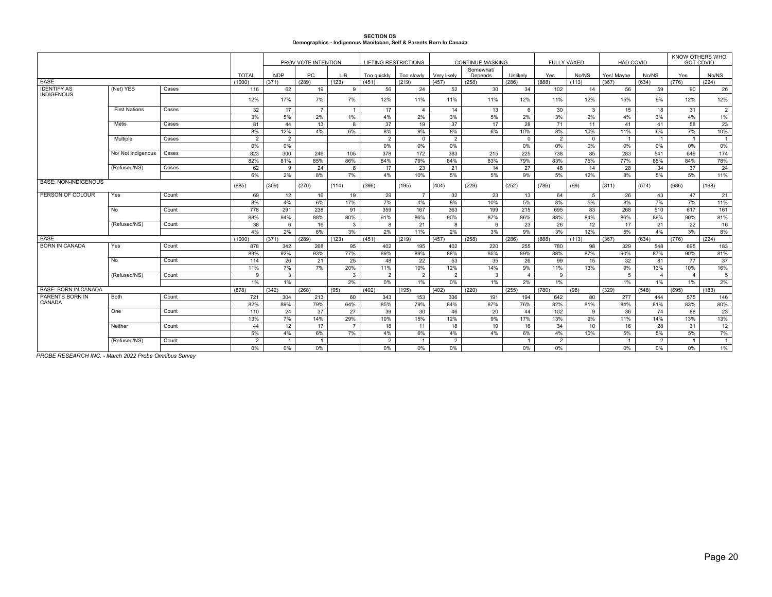**SECTION DS**
**Demographics - Indigenous Manitoban, Self & Parents Born In Canada**

| | | | | PROV VOTE INTENTION | | | LIFTING RESTRICTIONS | | CONTINUE MASKING | | | FULLY VAXED | | HAD COVID | | KNOW OTHERS WHO GOT COVID | |
|---|---|---|---|---|---|---|---|---|---|---|---|---|---|---|---|---|---|
| | | | TOTAL | NDP | PC | LIB | Too quickly | Too slowly | Very likely | Somewhat/ Depends | Unlikely | Yes | No/NS | Yes/ Maybe | No/NS | Yes | No/NS |
| BASE | | | (1000) | (371) | (289) | (123) | (451) | (219) | (457) | (258) | (286) | (888) | (113) | (367) | (634) | (776) | (224) |
| IDENTIFY AS INDIGENOUS | (Net) YES | Cases | 116 | 62 | 19 | 9 | 56 | 24 | 52 | 30 | 34 | 102 | 14 | 56 | 59 | 90 | 26 |
| | | | 12% | 17% | 7% | 7% | 12% | 11% | 11% | 11% | 12% | 11% | 12% | 15% | 9% | 12% | 12% |
| | First Nations | Cases | 32 | 17 | 7 | 1 | 17 | 4 | 14 | 13 | 6 | 30 | 3 | 15 | 18 | 31 | 2 |
| | | | 3% | 5% | 2% | 1% | 4% | 2% | 3% | 5% | 2% | 3% | 2% | 4% | 3% | 4% | 1% |
| | Métis | Cases | 81 | 44 | 13 | 8 | 37 | 19 | 37 | 17 | 28 | 71 | 11 | 41 | 41 | 58 | 23 |
| | | | 8% | 12% | 4% | 6% | 8% | 9% | 8% | 6% | 10% | 8% | 10% | 11% | 6% | 7% | 10% |
| | Multiple | Cases | 2 | 2 | | | 2 | 0 | 2 | | 0 | 2 | 0 | 1 | 1 | 1 | 1 |
| | | | 0% | 0% | | | 0% | 0% | 0% | | 0% | 0% | 0% | 0% | 0% | 0% | 0% |
| | No/ Not indigenous | Cases | 823 | 300 | 246 | 105 | 378 | 172 | 383 | 215 | 225 | 738 | 85 | 283 | 541 | 649 | 174 |
| | | | 82% | 81% | 85% | 86% | 84% | 79% | 84% | 83% | 79% | 83% | 75% | 77% | 85% | 84% | 78% |
| | (Refused/NS) | Cases | 62 | 9 | 24 | 8 | 17 | 23 | 21 | 14 | 27 | 48 | 14 | 28 | 34 | 37 | 24 |
| | | | 6% | 2% | 8% | 7% | 4% | 10% | 5% | 5% | 9% | 5% | 12% | 8% | 5% | 5% | 11% |
| BASE: NON-INDIGENOUS | | | (885) | (309) | (270) | (114) | (396) | (195) | (404) | (229) | (252) | (786) | (99) | (311) | (574) | (686) | (198) |
| PERSON OF COLOUR | Yes | Count | 69 | 12 | 16 | 19 | 29 | 7 | 32 | 23 | 13 | 64 | 5 | 26 | 43 | 47 | 21 |
| | | | 8% | 4% | 6% | 17% | 7% | 4% | 8% | 10% | 5% | 8% | 5% | 8% | 7% | 7% | 11% |
| | No | Count | 778 | 291 | 238 | 91 | 359 | 167 | 363 | 199 | 215 | 695 | 83 | 268 | 510 | 617 | 161 |
| | | | 88% | 94% | 88% | 80% | 91% | 86% | 90% | 87% | 86% | 88% | 84% | 86% | 89% | 90% | 81% |
| | (Refused/NS) | Count | 38 | 6 | 16 | 3 | 8 | 21 | 8 | 6 | 23 | 26 | 12 | 17 | 21 | 22 | 16 |
| | | | 4% | 2% | 6% | 3% | 2% | 11% | 2% | 3% | 9% | 3% | 12% | 5% | 4% | 3% | 8% |
| BASE | | | (1000) | (371) | (289) | (123) | (451) | (219) | (457) | (258) | (286) | (888) | (113) | (367) | (634) | (776) | (224) |
| BORN IN CANADA | Yes | Count | 878 | 342 | 268 | 95 | 402 | 195 | 402 | 220 | 255 | 780 | 98 | 329 | 548 | 695 | 183 |
| | | | 88% | 92% | 93% | 77% | 89% | 89% | 88% | 85% | 89% | 88% | 87% | 90% | 87% | 90% | 81% |
| | No | Count | 114 | 26 | 21 | 25 | 48 | 22 | 53 | 35 | 26 | 99 | 15 | 32 | 81 | 77 | 37 |
| | | | 11% | 7% | 7% | 20% | 11% | 10% | 12% | 14% | 9% | 11% | 13% | 9% | 13% | 10% | 16% |
| | (Refused/NS) | Count | 9 | 3 | | 3 | 2 | 2 | 2 | 3 | 4 | 9 | | 5 | 4 | 4 | 5 |
| | | | 1% | 1% | | 2% | 0% | 1% | 0% | 1% | 2% | 1% | | 1% | 1% | 1% | 2% |
| BASE: BORN IN CANADA | | | (878) | (342) | (268) | (95) | (402) | (195) | (402) | (220) | (255) | (780) | (98) | (329) | (548) | (695) | (183) |
| PARENTS BORN IN CANADA | Both | Count | 721 | 304 | 213 | 60 | 343 | 153 | 336 | 191 | 194 | 642 | 80 | 277 | 444 | 575 | 146 |
| | | | 82% | 89% | 79% | 64% | 85% | 79% | 84% | 87% | 76% | 82% | 81% | 84% | 81% | 83% | 80% |
| | One | Count | 110 | 24 | 37 | 27 | 39 | 30 | 46 | 20 | 44 | 102 | 9 | 36 | 74 | 88 | 23 |
| | | | 13% | 7% | 14% | 29% | 10% | 15% | 12% | 9% | 17% | 13% | 9% | 11% | 14% | 13% | 13% |
| | Neither | Count | 44 | 12 | 17 | 7 | 18 | 11 | 18 | 10 | 16 | 34 | 10 | 16 | 28 | 31 | 12 |
| | | | 5% | 4% | 6% | 7% | 4% | 6% | 4% | 4% | 6% | 4% | 10% | 5% | 5% | 5% | 7% |
| | (Refused/NS) | Count | 2 | 1 | 1 | | 2 | 1 | 2 | | 1 | 2 | | 1 | 2 | 1 | 1 |
| | | | 0% | 0% | 0% | | 0% | 0% | 0% | | 0% | 0% | | 0% | 0% | 0% | 1% |

*PROBE RESEARCH INC. - March 2022 Probe Omnibus Survey*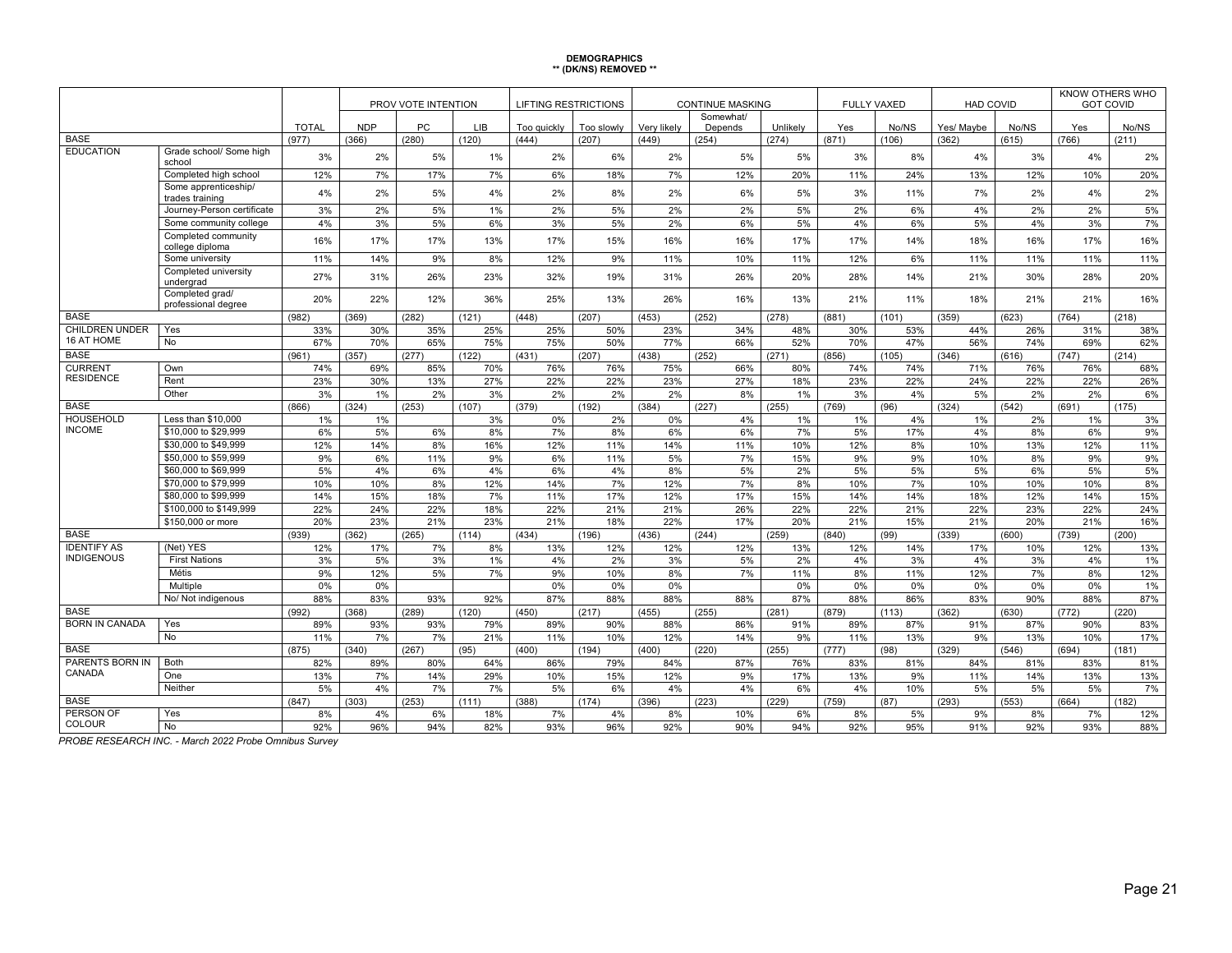**DEMOGRAPHICS**
**\*\* (DK/NS) REMOVED \*\***

| | | | PROV VOTE INTENTION | | | LIFTING RESTRICTIONS | | CONTINUE MASKING | | | FULLY VAXED | | HAD COVID | | KNOW OTHERS WHO GOT COVID | |
|---|---|---|---|---|---|---|---|---|---|---|---|---|---|---|---|---|
| | | TOTAL | NDP | PC | LIB | Too quickly | Too slowly | Very likely | Somewhat/ Depends | Unlikely | Yes | No/NS | Yes/ Maybe | No/NS | Yes | No/NS |
| BASE | | (977) | (366) | (280) | (120) | (444) | (207) | (449) | (254) | (274) | (871) | (106) | (362) | (615) | (766) | (211) |
| EDUCATION | Grade school/ Some high school | 3% | 2% | 5% | 1% | 2% | 6% | 2% | 5% | 5% | 3% | 8% | 4% | 3% | 4% | 2% |
| | Completed high school | 12% | 7% | 17% | 7% | 6% | 18% | 7% | 12% | 20% | 11% | 24% | 13% | 12% | 10% | 20% |
| | Some apprenticeship/ trades training | 4% | 2% | 5% | 4% | 2% | 8% | 2% | 6% | 5% | 3% | 11% | 7% | 2% | 4% | 2% |
| | Journey-Person certificate | 3% | 2% | 5% | 1% | 2% | 5% | 2% | 2% | 5% | 2% | 6% | 4% | 2% | 2% | 5% |
| | Some community college | 4% | 3% | 5% | 6% | 3% | 5% | 2% | 6% | 5% | 4% | 6% | 5% | 4% | 3% | 7% |
| | Completed community college diploma | 16% | 17% | 17% | 13% | 17% | 15% | 16% | 16% | 17% | 17% | 14% | 18% | 16% | 17% | 16% |
| | Some university | 11% | 14% | 9% | 8% | 12% | 9% | 11% | 10% | 11% | 12% | 6% | 11% | 11% | 11% | 11% |
| | Completed university undergrad | 27% | 31% | 26% | 23% | 32% | 19% | 31% | 26% | 20% | 28% | 14% | 21% | 30% | 28% | 20% |
| | Completed grad/ professional degree | 20% | 22% | 12% | 36% | 25% | 13% | 26% | 16% | 13% | 21% | 11% | 18% | 21% | 21% | 16% |
| BASE | | (982) | (369) | (282) | (121) | (448) | (207) | (453) | (252) | (278) | (881) | (101) | (359) | (623) | (764) | (218) |
| CHILDREN UNDER 16 AT HOME | Yes | 33% | 30% | 35% | 25% | 25% | 50% | 23% | 34% | 48% | 30% | 53% | 44% | 26% | 31% | 38% |
| | No | 67% | 70% | 65% | 75% | 75% | 50% | 77% | 66% | 52% | 70% | 47% | 56% | 74% | 69% | 62% |
| BASE | | (961) | (357) | (277) | (122) | (431) | (207) | (438) | (252) | (271) | (856) | (105) | (346) | (616) | (747) | (214) |
| CURRENT RESIDENCE | Own | 74% | 69% | 85% | 70% | 76% | 76% | 75% | 66% | 80% | 74% | 74% | 71% | 76% | 76% | 68% |
| | Rent | 23% | 30% | 13% | 27% | 22% | 22% | 23% | 27% | 18% | 23% | 22% | 24% | 22% | 22% | 26% |
| | Other | 3% | 1% | 2% | 3% | 2% | 2% | 2% | 8% | 1% | 3% | 4% | 5% | 2% | 2% | 6% |
| BASE | | (866) | (324) | (253) | (107) | (379) | (192) | (384) | (227) | (255) | (769) | (96) | (324) | (542) | (691) | (175) |
| HOUSEHOLD INCOME | Less than $10,000 | 1% | 1% | | 3% | 0% | 2% | 0% | 4% | 1% | 1% | 4% | 1% | 2% | 1% | 3% |
| | $10,000 to $29,999 | 6% | 5% | 6% | 8% | 7% | 8% | 6% | 6% | 7% | 5% | 17% | 4% | 8% | 6% | 9% |
| | $30,000 to $49,999 | 12% | 14% | 8% | 16% | 12% | 11% | 14% | 11% | 10% | 12% | 8% | 10% | 13% | 12% | 11% |
| | $50,000 to $59,999 | 9% | 6% | 11% | 9% | 6% | 11% | 5% | 7% | 15% | 9% | 9% | 10% | 8% | 9% | 9% |
| | $60,000 to $69,999 | 5% | 4% | 6% | 4% | 6% | 4% | 8% | 5% | 2% | 5% | 5% | 5% | 6% | 5% | 5% |
| | $70,000 to $79,999 | 10% | 10% | 8% | 12% | 14% | 7% | 12% | 7% | 8% | 10% | 7% | 10% | 10% | 10% | 8% |
| | $80,000 to $99,999 | 14% | 15% | 18% | 7% | 11% | 17% | 12% | 17% | 15% | 14% | 14% | 18% | 12% | 14% | 15% |
| | $100,000 to $149,999 | 22% | 24% | 22% | 18% | 22% | 21% | 21% | 26% | 22% | 22% | 21% | 22% | 23% | 22% | 24% |
| | $150,000 or more | 20% | 23% | 21% | 23% | 21% | 18% | 22% | 17% | 20% | 21% | 15% | 21% | 20% | 21% | 16% |
| BASE | | (939) | (362) | (265) | (114) | (434) | (196) | (436) | (244) | (259) | (840) | (99) | (339) | (600) | (739) | (200) |
| IDENTIFY AS INDIGENOUS | (Net) YES | 12% | 17% | 7% | 8% | 13% | 12% | 12% | 12% | 13% | 12% | 14% | 17% | 10% | 12% | 13% |
| | First Nations | 3% | 5% | 3% | 1% | 4% | 2% | 3% | 5% | 2% | 4% | 3% | 4% | 3% | 4% | 1% |
| | Métis | 9% | 12% | 5% | 7% | 9% | 10% | 8% | 7% | 11% | 8% | 11% | 12% | 7% | 8% | 12% |
| | Multiple | 0% | 0% | | | 0% | 0% | 0% | | 0% | 0% | 0% | 0% | 0% | 0% | 1% |
| | No/ Not indigenous | 88% | 83% | 93% | 92% | 87% | 88% | 88% | 88% | 87% | 88% | 86% | 83% | 90% | 88% | 87% |
| BASE | | (992) | (368) | (289) | (120) | (450) | (217) | (455) | (255) | (281) | (879) | (113) | (362) | (630) | (772) | (220) |
| BORN IN CANADA | Yes | 89% | 93% | 93% | 79% | 89% | 90% | 88% | 86% | 91% | 89% | 87% | 91% | 87% | 90% | 83% |
| | No | 11% | 7% | 7% | 21% | 11% | 10% | 12% | 14% | 9% | 11% | 13% | 9% | 13% | 10% | 17% |
| BASE | | (875) | (340) | (267) | (95) | (400) | (194) | (400) | (220) | (255) | (777) | (98) | (329) | (546) | (694) | (181) |
| PARENTS BORN IN CANADA | Both | 82% | 89% | 80% | 64% | 86% | 79% | 84% | 87% | 76% | 83% | 81% | 84% | 81% | 83% | 81% |
| | One | 13% | 7% | 14% | 29% | 10% | 15% | 12% | 9% | 17% | 13% | 9% | 11% | 14% | 13% | 13% |
| | Neither | 5% | 4% | 7% | 7% | 5% | 6% | 4% | 4% | 6% | 4% | 10% | 5% | 5% | 5% | 7% |
| BASE | | (847) | (303) | (253) | (111) | (388) | (174) | (396) | (223) | (229) | (759) | (87) | (293) | (553) | (664) | (182) |
| PERSON OF COLOUR | Yes | 8% | 4% | 6% | 18% | 7% | 4% | 8% | 10% | 6% | 8% | 5% | 9% | 8% | 7% | 12% |
| | No | 92% | 96% | 94% | 82% | 93% | 96% | 92% | 90% | 94% | 92% | 95% | 91% | 92% | 93% | 88% |

*PROBE RESEARCH INC. - March 2022 Probe Omnibus Survey*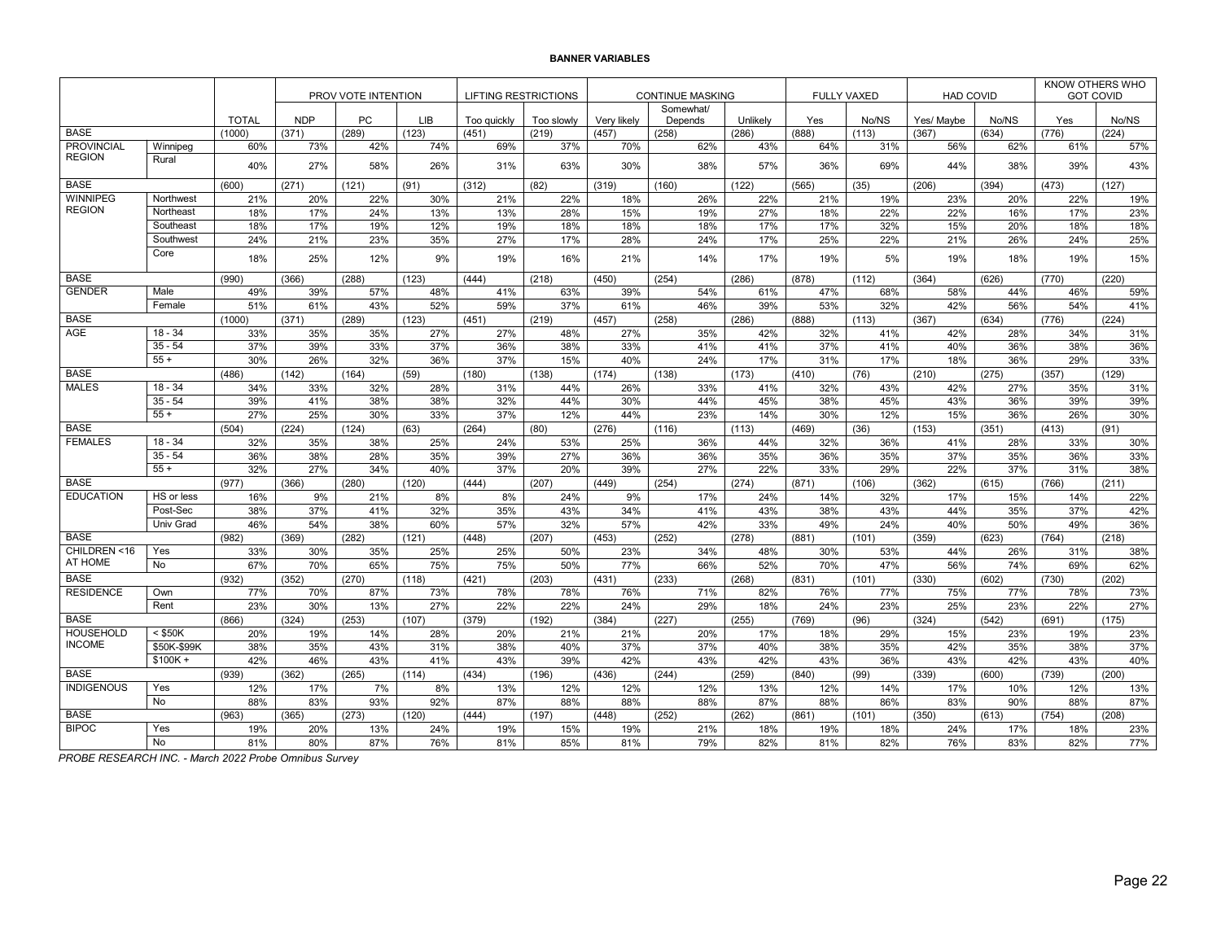# BANNER VARIABLES

| | | | PROV VOTE INTENTION | | | LIFTING RESTRICTIONS | | CONTINUE MASKING | | | FULLY VAXED | | HAD COVID | | KNOW OTHERS WHO GOT COVID | |
|---|---|---|---|---|---|---|---|---|---|---|---|---|---|---|---|---|
| | | TOTAL | NDP | PC | LIB | Too quickly | Too slowly | Very likely | Somewhat/ Depends | Unlikely | Yes | No/NS | Yes/ Maybe | No/NS | Yes | No/NS |
| BASE | | (1000) | (371) | (289) | (123) | (451) | (219) | (457) | (258) | (286) | (888) | (113) | (367) | (634) | (776) | (224) |
| PROVINCIAL REGION | Winnipeg | 60% | 73% | 42% | 74% | 69% | 37% | 70% | 62% | 43% | 64% | 31% | 56% | 62% | 61% | 57% |
| | Rural | 40% | 27% | 58% | 26% | 31% | 63% | 30% | 38% | 57% | 36% | 69% | 44% | 38% | 39% | 43% |
| BASE | | (600) | (271) | (121) | (91) | (312) | (82) | (319) | (160) | (122) | (565) | (35) | (206) | (394) | (473) | (127) |
| WINNIPEG REGION | Northwest | 21% | 20% | 22% | 30% | 21% | 22% | 18% | 26% | 22% | 21% | 19% | 23% | 20% | 22% | 19% |
| | Northeast | 18% | 17% | 24% | 13% | 13% | 28% | 15% | 19% | 27% | 18% | 22% | 22% | 16% | 17% | 23% |
| | Southeast | 18% | 17% | 19% | 12% | 19% | 18% | 18% | 18% | 17% | 17% | 32% | 15% | 20% | 18% | 18% |
| | Southwest | 24% | 21% | 23% | 35% | 27% | 17% | 28% | 24% | 17% | 25% | 22% | 21% | 26% | 24% | 25% |
| | Core | 18% | 25% | 12% | 9% | 19% | 16% | 21% | 14% | 17% | 19% | 5% | 19% | 18% | 19% | 15% |
| BASE | | (990) | (366) | (288) | (123) | (444) | (218) | (450) | (254) | (286) | (878) | (112) | (364) | (626) | (770) | (220) |
| GENDER | Male | 49% | 39% | 57% | 48% | 41% | 63% | 39% | 54% | 61% | 47% | 68% | 58% | 44% | 46% | 59% |
| | Female | 51% | 61% | 43% | 52% | 59% | 37% | 61% | 46% | 39% | 53% | 32% | 42% | 56% | 54% | 41% |
| BASE | | (1000) | (371) | (289) | (123) | (451) | (219) | (457) | (258) | (286) | (888) | (113) | (367) | (634) | (776) | (224) |
| AGE | 18 - 34 | 33% | 35% | 35% | 27% | 27% | 48% | 27% | 35% | 42% | 32% | 41% | 42% | 28% | 34% | 31% |
| | 35 - 54 | 37% | 39% | 33% | 37% | 36% | 38% | 33% | 41% | 41% | 37% | 41% | 40% | 36% | 38% | 36% |
| | 55 + | 30% | 26% | 32% | 36% | 37% | 15% | 40% | 24% | 17% | 31% | 17% | 18% | 36% | 29% | 33% |
| BASE | | (486) | (142) | (164) | (59) | (180) | (138) | (174) | (138) | (173) | (410) | (76) | (210) | (275) | (357) | (129) |
| MALES | 18 - 34 | 34% | 33% | 32% | 28% | 31% | 44% | 26% | 33% | 41% | 32% | 43% | 42% | 27% | 35% | 31% |
| | 35 - 54 | 39% | 41% | 38% | 38% | 32% | 44% | 30% | 44% | 45% | 38% | 45% | 43% | 36% | 39% | 39% |
| | 55 + | 27% | 25% | 30% | 33% | 37% | 12% | 44% | 23% | 14% | 30% | 12% | 15% | 36% | 26% | 30% |
| BASE | | (504) | (224) | (124) | (63) | (264) | (80) | (276) | (116) | (113) | (469) | (36) | (153) | (351) | (413) | (91) |
| FEMALES | 18 - 34 | 32% | 35% | 38% | 25% | 24% | 53% | 25% | 36% | 44% | 32% | 36% | 41% | 28% | 33% | 30% |
| | 35 - 54 | 36% | 38% | 28% | 35% | 39% | 27% | 36% | 36% | 35% | 36% | 35% | 37% | 35% | 36% | 33% |
| | 55 + | 32% | 27% | 34% | 40% | 37% | 20% | 39% | 27% | 22% | 33% | 29% | 22% | 37% | 31% | 38% |
| BASE | | (977) | (366) | (280) | (120) | (444) | (207) | (449) | (254) | (274) | (871) | (106) | (362) | (615) | (766) | (211) |
| EDUCATION | HS or less | 16% | 9% | 21% | 8% | 8% | 24% | 9% | 17% | 24% | 14% | 32% | 17% | 15% | 14% | 22% |
| | Post-Sec | 38% | 37% | 41% | 32% | 35% | 43% | 34% | 41% | 43% | 38% | 43% | 44% | 35% | 37% | 42% |
| | Univ Grad | 46% | 54% | 38% | 60% | 57% | 32% | 57% | 42% | 33% | 49% | 24% | 40% | 50% | 49% | 36% |
| BASE | | (982) | (369) | (282) | (121) | (448) | (207) | (453) | (252) | (278) | (881) | (101) | (359) | (623) | (764) | (218) |
| CHILDREN <16 AT HOME | Yes | 33% | 30% | 35% | 25% | 25% | 50% | 23% | 34% | 48% | 30% | 53% | 44% | 26% | 31% | 38% |
| | No | 67% | 70% | 65% | 75% | 75% | 50% | 77% | 66% | 52% | 70% | 47% | 56% | 74% | 69% | 62% |
| BASE | | (932) | (352) | (270) | (118) | (421) | (203) | (431) | (233) | (268) | (831) | (101) | (330) | (602) | (730) | (202) |
| RESIDENCE | Own | 77% | 70% | 87% | 73% | 78% | 78% | 76% | 71% | 82% | 76% | 77% | 75% | 77% | 78% | 73% |
| | Rent | 23% | 30% | 13% | 27% | 22% | 22% | 24% | 29% | 18% | 24% | 23% | 25% | 23% | 22% | 27% |
| BASE | | (866) | (324) | (253) | (107) | (379) | (192) | (384) | (227) | (255) | (769) | (96) | (324) | (542) | (691) | (175) |
| HOUSEHOLD INCOME | < $50K | 20% | 19% | 14% | 28% | 20% | 21% | 21% | 20% | 17% | 18% | 29% | 15% | 23% | 19% | 23% |
| | $50K-$99K | 38% | 35% | 43% | 31% | 38% | 40% | 37% | 37% | 40% | 38% | 35% | 42% | 35% | 38% | 37% |
| | $100K + | 42% | 46% | 43% | 41% | 43% | 39% | 42% | 43% | 42% | 43% | 36% | 43% | 42% | 43% | 40% |
| BASE | | (939) | (362) | (265) | (114) | (434) | (196) | (436) | (244) | (259) | (840) | (99) | (339) | (600) | (739) | (200) |
| INDIGENOUS | Yes | 12% | 17% | 7% | 8% | 13% | 12% | 12% | 12% | 13% | 12% | 14% | 17% | 10% | 12% | 13% |
| | No | 88% | 83% | 93% | 92% | 87% | 88% | 88% | 88% | 87% | 88% | 86% | 83% | 90% | 88% | 87% |
| BASE | | (963) | (365) | (273) | (120) | (444) | (197) | (448) | (252) | (262) | (861) | (101) | (350) | (613) | (754) | (208) |
| BIPOC | Yes | 19% | 20% | 13% | 24% | 19% | 15% | 19% | 21% | 18% | 19% | 18% | 24% | 17% | 18% | 23% |
| | No | 81% | 80% | 87% | 76% | 81% | 85% | 81% | 79% | 82% | 81% | 82% | 76% | 83% | 82% | 77% |

*PROBE RESEARCH INC. - March 2022 Probe Omnibus Survey*